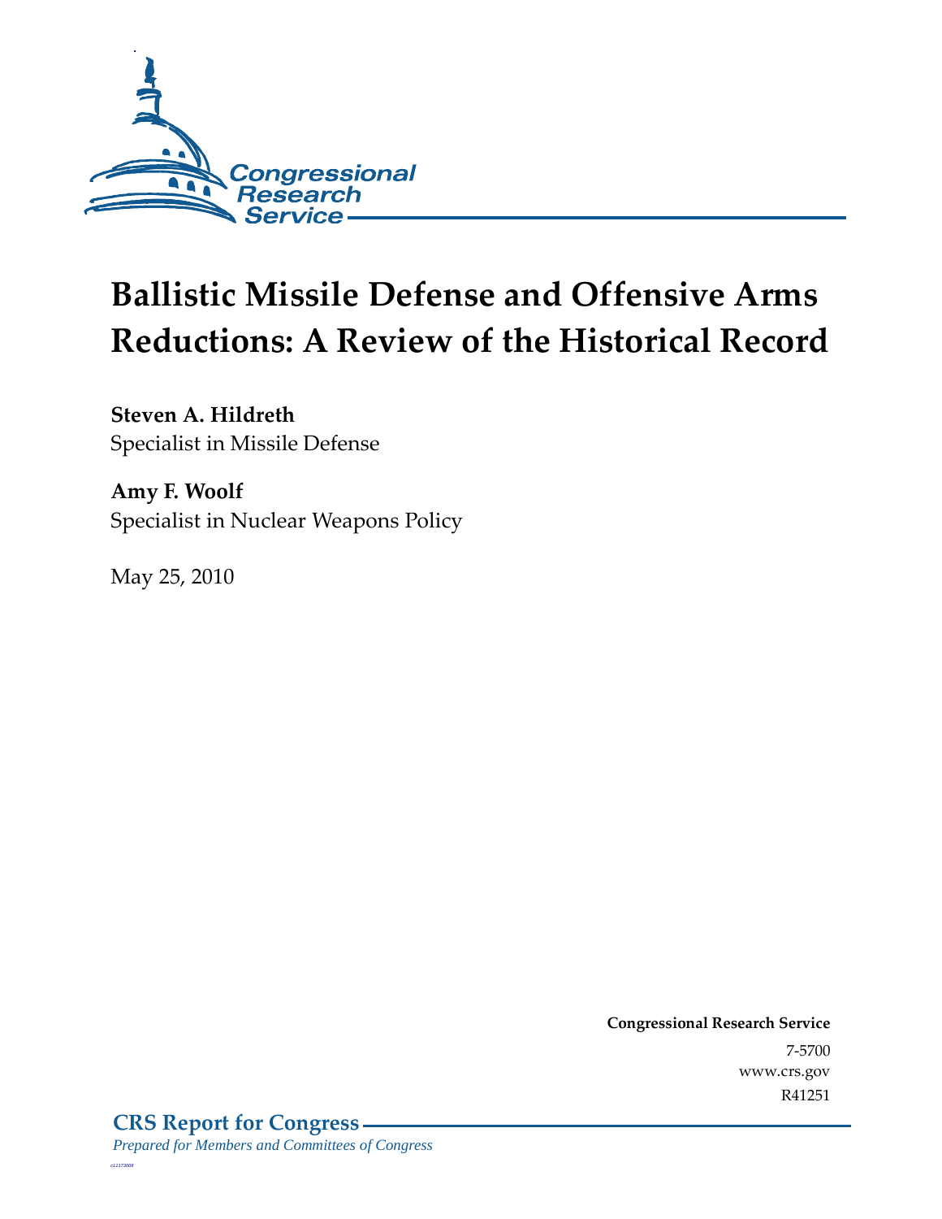Congressional Research Service

# Ballistic Missile Defense and Offensive Arms Reductions: A Review of the Historical Record

**Steven A. Hildreth**
Specialist in Missile Defense

**Amy F. Woolf**
Specialist in Nuclear Weapons Policy

May 25, 2010

**Congressional Research Service**
7-5700
www.crs.gov
R41251

**CRS Report for Congress**
*Prepared for Members and Committees of Congress*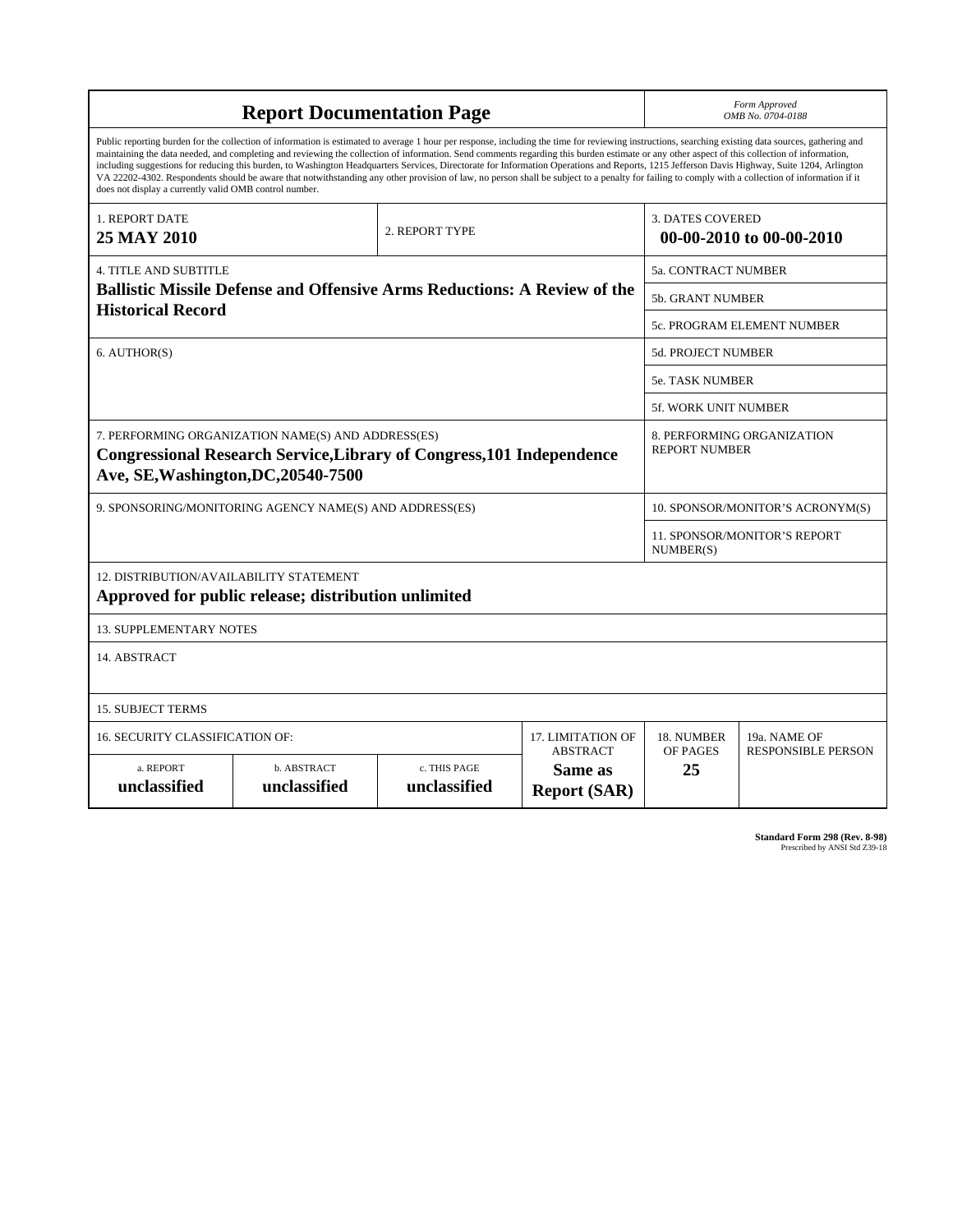# Report Documentation Page

*Form Approved*
*OMB No. 0704-0188*

Public reporting burden for the collection of information is estimated to average 1 hour per response, including the time for reviewing instructions, searching existing data sources, gathering and maintaining the data needed, and completing and reviewing the collection of information. Send comments regarding this burden estimate or any other aspect of this collection of information, including suggestions for reducing this burden, to Washington Headquarters Services, Directorate for Information Operations and Reports, 1215 Jefferson Davis Highway, Suite 1204, Arlington VA 22202-4302. Respondents should be aware that notwithstanding any other provision of law, no person shall be subject to a penalty for failing to comply with a collection of information if it does not display a currently valid OMB control number.

| 1. REPORT DATE | 2. REPORT TYPE | 3. DATES COVERED |
|---|---|---|
| **25 MAY 2010** | | **00-00-2010 to 00-00-2010** |

| 4. TITLE AND SUBTITLE | |
|---|---|
| **Ballistic Missile Defense and Offensive Arms Reductions: A Review of the Historical Record** | 5a. CONTRACT NUMBER |
| | 5b. GRANT NUMBER |
| | 5c. PROGRAM ELEMENT NUMBER |
| 6. AUTHOR(S) | 5d. PROJECT NUMBER |
| | 5e. TASK NUMBER |
| | 5f. WORK UNIT NUMBER |
| 7. PERFORMING ORGANIZATION NAME(S) AND ADDRESS(ES) **Congressional Research Service,Library of Congress,101 Independence Ave, SE,Washington,DC,20540-7500** | 8. PERFORMING ORGANIZATION REPORT NUMBER |
| 9. SPONSORING/MONITORING AGENCY NAME(S) AND ADDRESS(ES) | 10. SPONSOR/MONITOR'S ACRONYM(S) |
| | 11. SPONSOR/MONITOR'S REPORT NUMBER(S) |

12. DISTRIBUTION/AVAILABILITY STATEMENT
**Approved for public release; distribution unlimited**

13. SUPPLEMENTARY NOTES

14. ABSTRACT

15. SUBJECT TERMS

| 16. SECURITY CLASSIFICATION OF: | | | 17. LIMITATION OF ABSTRACT | 18. NUMBER OF PAGES | 19a. NAME OF RESPONSIBLE PERSON |
|---|---|---|---|---|---|
| a. REPORT | b. ABSTRACT | c. THIS PAGE | | | |
| **unclassified** | **unclassified** | **unclassified** | **Same as Report (SAR)** | **25** | |

**Standard Form 298 (Rev. 8-98)**
Prescribed by ANSI Std Z39-18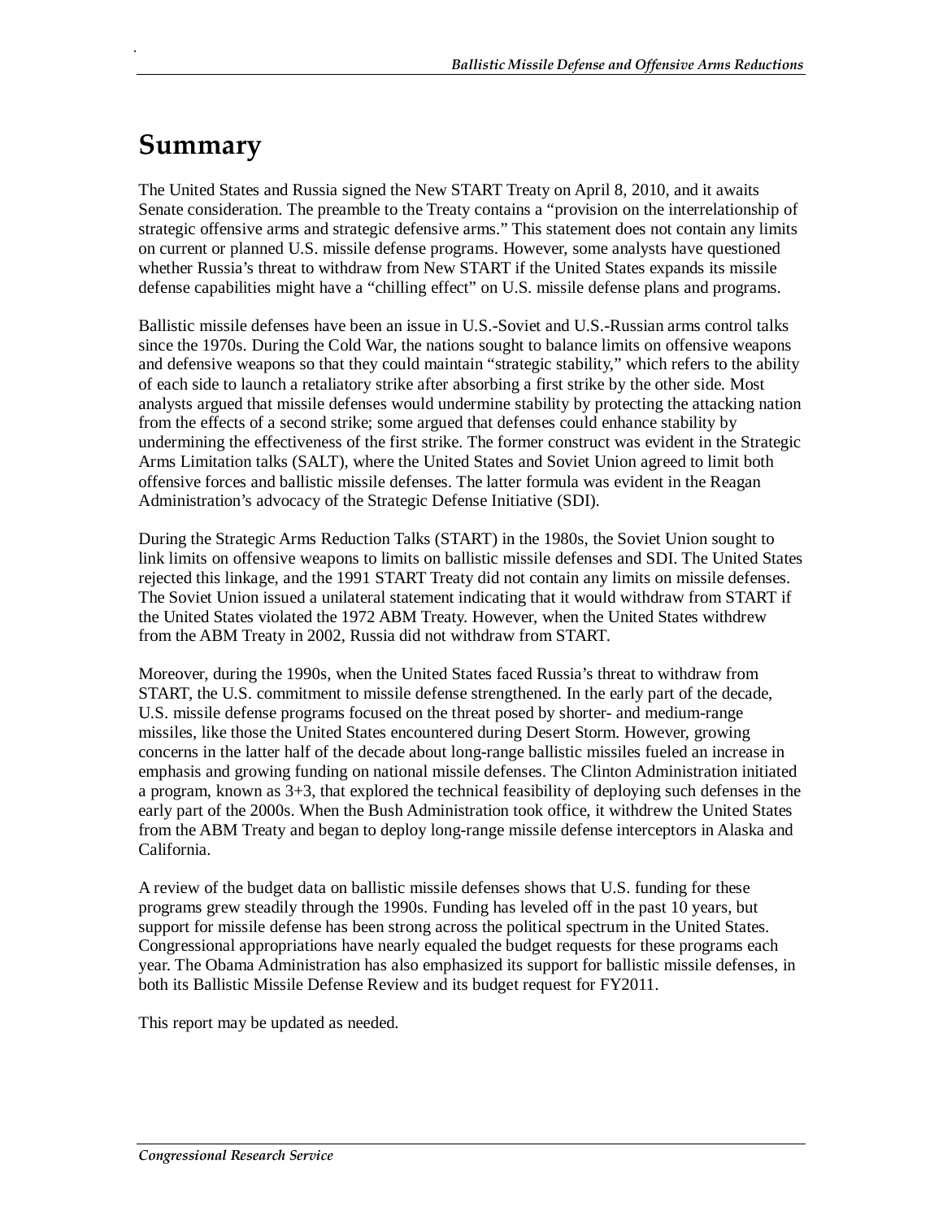# Summary

The United States and Russia signed the New START Treaty on April 8, 2010, and it awaits Senate consideration. The preamble to the Treaty contains a "provision on the interrelationship of strategic offensive arms and strategic defensive arms." This statement does not contain any limits on current or planned U.S. missile defense programs. However, some analysts have questioned whether Russia's threat to withdraw from New START if the United States expands its missile defense capabilities might have a "chilling effect" on U.S. missile defense plans and programs.

Ballistic missile defenses have been an issue in U.S.-Soviet and U.S.-Russian arms control talks since the 1970s. During the Cold War, the nations sought to balance limits on offensive weapons and defensive weapons so that they could maintain "strategic stability," which refers to the ability of each side to launch a retaliatory strike after absorbing a first strike by the other side. Most analysts argued that missile defenses would undermine stability by protecting the attacking nation from the effects of a second strike; some argued that defenses could enhance stability by undermining the effectiveness of the first strike. The former construct was evident in the Strategic Arms Limitation talks (SALT), where the United States and Soviet Union agreed to limit both offensive forces and ballistic missile defenses. The latter formula was evident in the Reagan Administration's advocacy of the Strategic Defense Initiative (SDI).

During the Strategic Arms Reduction Talks (START) in the 1980s, the Soviet Union sought to link limits on offensive weapons to limits on ballistic missile defenses and SDI. The United States rejected this linkage, and the 1991 START Treaty did not contain any limits on missile defenses. The Soviet Union issued a unilateral statement indicating that it would withdraw from START if the United States violated the 1972 ABM Treaty. However, when the United States withdrew from the ABM Treaty in 2002, Russia did not withdraw from START.

Moreover, during the 1990s, when the United States faced Russia's threat to withdraw from START, the U.S. commitment to missile defense strengthened. In the early part of the decade, U.S. missile defense programs focused on the threat posed by shorter- and medium-range missiles, like those the United States encountered during Desert Storm. However, growing concerns in the latter half of the decade about long-range ballistic missiles fueled an increase in emphasis and growing funding on national missile defenses. The Clinton Administration initiated a program, known as 3+3, that explored the technical feasibility of deploying such defenses in the early part of the 2000s. When the Bush Administration took office, it withdrew the United States from the ABM Treaty and began to deploy long-range missile defense interceptors in Alaska and California.

A review of the budget data on ballistic missile defenses shows that U.S. funding for these programs grew steadily through the 1990s. Funding has leveled off in the past 10 years, but support for missile defense has been strong across the political spectrum in the United States. Congressional appropriations have nearly equaled the budget requests for these programs each year. The Obama Administration has also emphasized its support for ballistic missile defenses, in both its Ballistic Missile Defense Review and its budget request for FY2011.

This report may be updated as needed.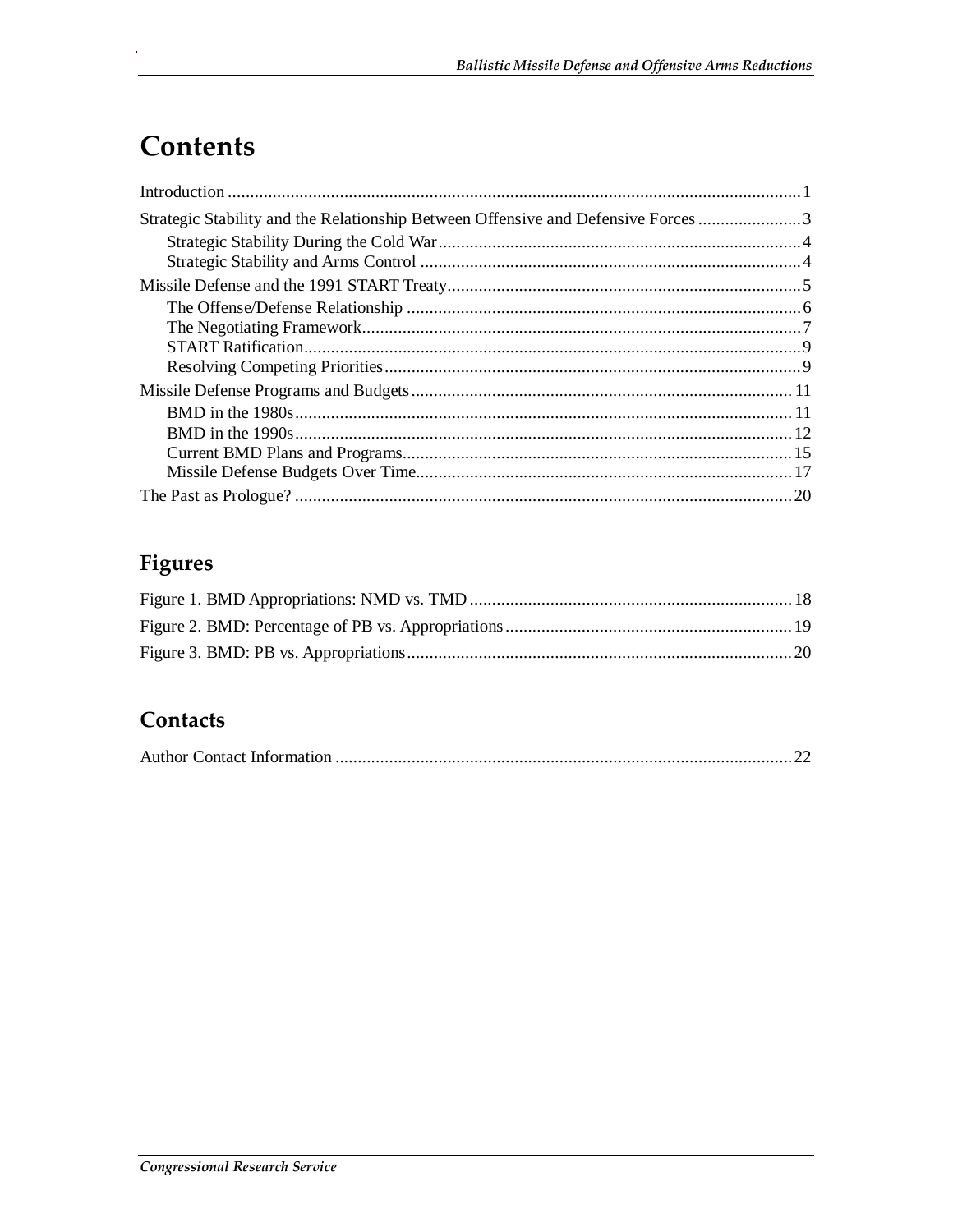# Contents

Introduction ... 1

Strategic Stability and the Relationship Between Offensive and Defensive Forces ... 3

- Strategic Stability During the Cold War ... 4
- Strategic Stability and Arms Control ... 4

Missile Defense and the 1991 START Treaty ... 5

- The Offense/Defense Relationship ... 6
- The Negotiating Framework ... 7
- START Ratification ... 9
- Resolving Competing Priorities ... 9

Missile Defense Programs and Budgets ... 11

- BMD in the 1980s ... 11
- BMD in the 1990s ... 12
- Current BMD Plans and Programs ... 15
- Missile Defense Budgets Over Time ... 17

The Past as Prologue? ... 20

## Figures

Figure 1. BMD Appropriations: NMD vs. TMD ... 18

Figure 2. BMD: Percentage of PB vs. Appropriations ... 19

Figure 3. BMD: PB vs. Appropriations ... 20

## Contacts

Author Contact Information ... 22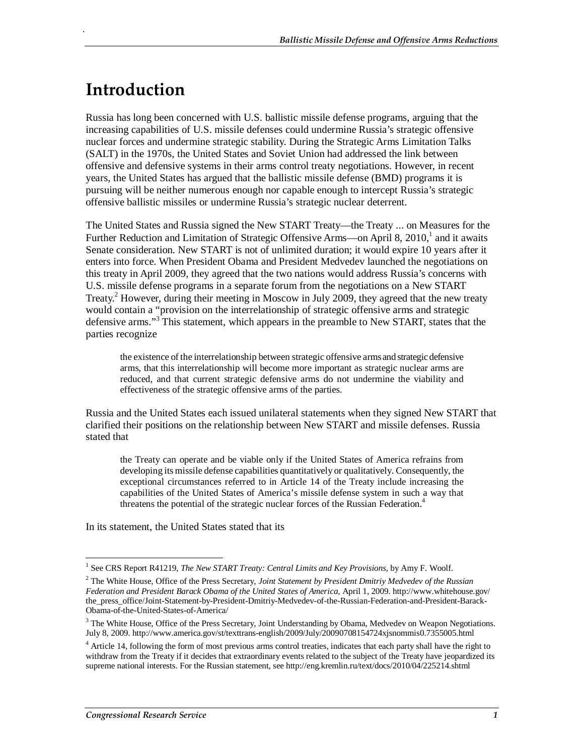# Introduction

Russia has long been concerned with U.S. ballistic missile defense programs, arguing that the increasing capabilities of U.S. missile defenses could undermine Russia's strategic offensive nuclear forces and undermine strategic stability. During the Strategic Arms Limitation Talks (SALT) in the 1970s, the United States and Soviet Union had addressed the link between offensive and defensive systems in their arms control treaty negotiations. However, in recent years, the United States has argued that the ballistic missile defense (BMD) programs it is pursuing will be neither numerous enough nor capable enough to intercept Russia's strategic offensive ballistic missiles or undermine Russia's strategic nuclear deterrent.

The United States and Russia signed the New START Treaty—the Treaty ... on Measures for the Further Reduction and Limitation of Strategic Offensive Arms—on April 8, 2010,[1] and it awaits Senate consideration. New START is not of unlimited duration; it would expire 10 years after it enters into force. When President Obama and President Medvedev launched the negotiations on this treaty in April 2009, they agreed that the two nations would address Russia's concerns with U.S. missile defense programs in a separate forum from the negotiations on a New START Treaty.[2] However, during their meeting in Moscow in July 2009, they agreed that the new treaty would contain a "provision on the interrelationship of strategic offensive arms and strategic defensive arms."[3] This statement, which appears in the preamble to New START, states that the parties recognize

> the existence of the interrelationship between strategic offensive arms and strategic defensive arms, that this interrelationship will become more important as strategic nuclear arms are reduced, and that current strategic defensive arms do not undermine the viability and effectiveness of the strategic offensive arms of the parties.

Russia and the United States each issued unilateral statements when they signed New START that clarified their positions on the relationship between New START and missile defenses. Russia stated that

> the Treaty can operate and be viable only if the United States of America refrains from developing its missile defense capabilities quantitatively or qualitatively. Consequently, the exceptional circumstances referred to in Article 14 of the Treaty include increasing the capabilities of the United States of America's missile defense system in such a way that threatens the potential of the strategic nuclear forces of the Russian Federation.[4]

In its statement, the United States stated that its

---

[1] See CRS Report R41219, *The New START Treaty: Central Limits and Key Provisions*, by Amy F. Woolf.

[2] The White House, Office of the Press Secretary, *Joint Statement by President Dmitriy Medvedev of the Russian Federation and President Barack Obama of the United States of America*, April 1, 2009. http://www.whitehouse.gov/the_press_office/Joint-Statement-by-President-Dmitriy-Medvedev-of-the-Russian-Federation-and-President-Barack-Obama-of-the-United-States-of-America/

[3] The White House, Office of the Press Secretary, Joint Understanding by Obama, Medvedev on Weapon Negotiations. July 8, 2009. http://www.america.gov/st/texttrans-english/2009/July/20090708154724xjsnommis0.7355005.html

[4] Article 14, following the form of most previous arms control treaties, indicates that each party shall have the right to withdraw from the Treaty if it decides that extraordinary events related to the subject of the Treaty have jeopardized its supreme national interests. For the Russian statement, see http://eng.kremlin.ru/text/docs/2010/04/225214.shtml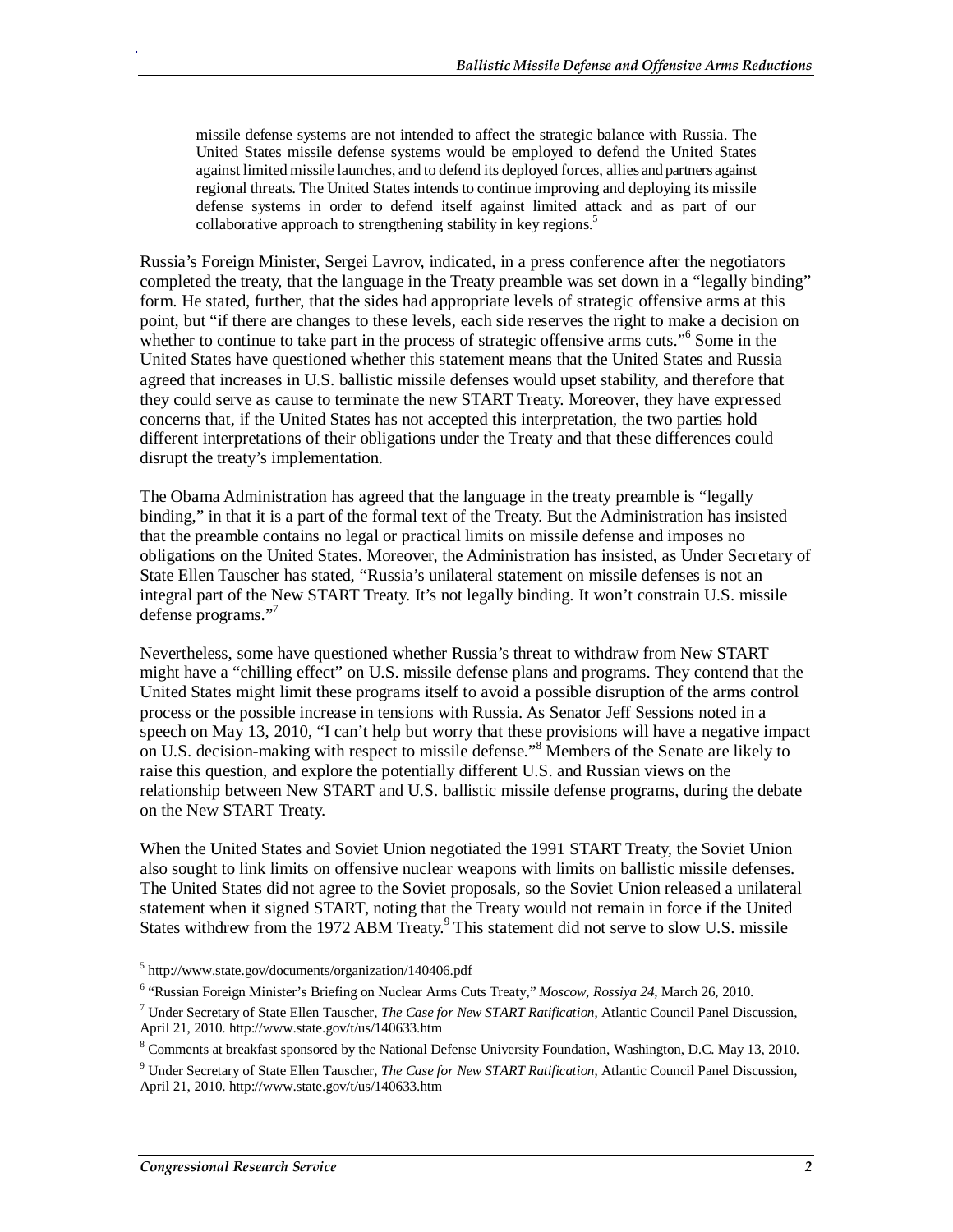> missile defense systems are not intended to affect the strategic balance with Russia. The United States missile defense systems would be employed to defend the United States against limited missile launches, and to defend its deployed forces, allies and partners against regional threats. The United States intends to continue improving and deploying its missile defense systems in order to defend itself against limited attack and as part of our collaborative approach to strengthening stability in key regions.[5]

Russia's Foreign Minister, Sergei Lavrov, indicated, in a press conference after the negotiators completed the treaty, that the language in the Treaty preamble was set down in a "legally binding" form. He stated, further, that the sides had appropriate levels of strategic offensive arms at this point, but "if there are changes to these levels, each side reserves the right to make a decision on whether to continue to take part in the process of strategic offensive arms cuts."[6] Some in the United States have questioned whether this statement means that the United States and Russia agreed that increases in U.S. ballistic missile defenses would upset stability, and therefore that they could serve as cause to terminate the new START Treaty. Moreover, they have expressed concerns that, if the United States has not accepted this interpretation, the two parties hold different interpretations of their obligations under the Treaty and that these differences could disrupt the treaty's implementation.

The Obama Administration has agreed that the language in the treaty preamble is "legally binding," in that it is a part of the formal text of the Treaty. But the Administration has insisted that the preamble contains no legal or practical limits on missile defense and imposes no obligations on the United States. Moreover, the Administration has insisted, as Under Secretary of State Ellen Tauscher has stated, "Russia's unilateral statement on missile defenses is not an integral part of the New START Treaty. It's not legally binding. It won't constrain U.S. missile defense programs."[7]

Nevertheless, some have questioned whether Russia's threat to withdraw from New START might have a "chilling effect" on U.S. missile defense plans and programs. They contend that the United States might limit these programs itself to avoid a possible disruption of the arms control process or the possible increase in tensions with Russia. As Senator Jeff Sessions noted in a speech on May 13, 2010, "I can't help but worry that these provisions will have a negative impact on U.S. decision-making with respect to missile defense."[8] Members of the Senate are likely to raise this question, and explore the potentially different U.S. and Russian views on the relationship between New START and U.S. ballistic missile defense programs, during the debate on the New START Treaty.

When the United States and Soviet Union negotiated the 1991 START Treaty, the Soviet Union also sought to link limits on offensive nuclear weapons with limits on ballistic missile defenses. The United States did not agree to the Soviet proposals, so the Soviet Union released a unilateral statement when it signed START, noting that the Treaty would not remain in force if the United States withdrew from the 1972 ABM Treaty.[9] This statement did not serve to slow U.S. missile

---

[5] http://www.state.gov/documents/organization/140406.pdf

[6] "Russian Foreign Minister's Briefing on Nuclear Arms Cuts Treaty," *Moscow, Rossiya 24*, March 26, 2010.

[7] Under Secretary of State Ellen Tauscher, *The Case for New START Ratification*, Atlantic Council Panel Discussion, April 21, 2010. http://www.state.gov/t/us/140633.htm

[8] Comments at breakfast sponsored by the National Defense University Foundation, Washington, D.C. May 13, 2010.

[9] Under Secretary of State Ellen Tauscher, *The Case for New START Ratification*, Atlantic Council Panel Discussion, April 21, 2010. http://www.state.gov/t/us/140633.htm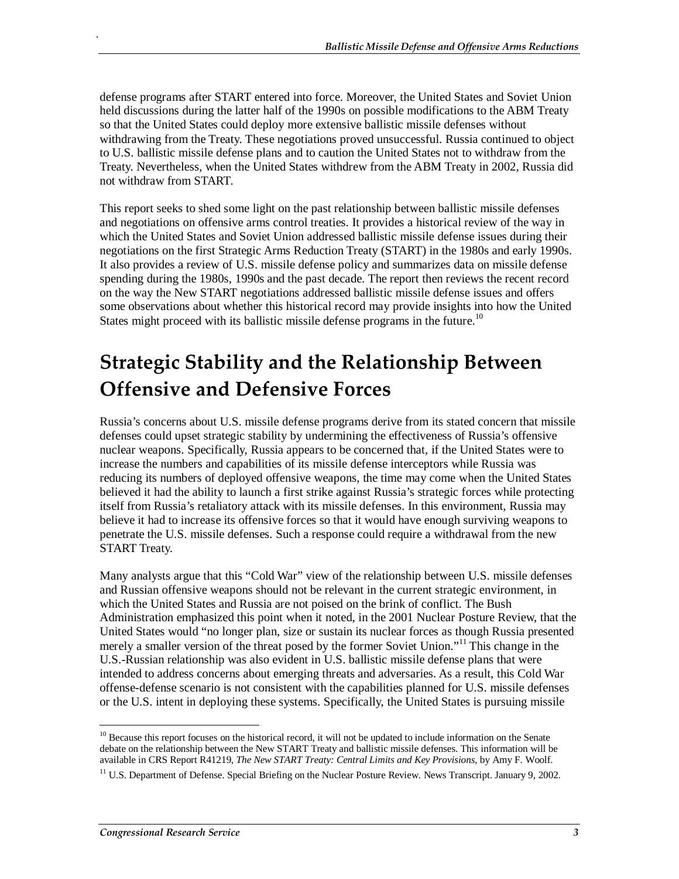defense programs after START entered into force. Moreover, the United States and Soviet Union held discussions during the latter half of the 1990s on possible modifications to the ABM Treaty so that the United States could deploy more extensive ballistic missile defenses without withdrawing from the Treaty. These negotiations proved unsuccessful. Russia continued to object to U.S. ballistic missile defense plans and to caution the United States not to withdraw from the Treaty. Nevertheless, when the United States withdrew from the ABM Treaty in 2002, Russia did not withdraw from START.

This report seeks to shed some light on the past relationship between ballistic missile defenses and negotiations on offensive arms control treaties. It provides a historical review of the way in which the United States and Soviet Union addressed ballistic missile defense issues during their negotiations on the first Strategic Arms Reduction Treaty (START) in the 1980s and early 1990s. It also provides a review of U.S. missile defense policy and summarizes data on missile defense spending during the 1980s, 1990s and the past decade. The report then reviews the recent record on the way the New START negotiations addressed ballistic missile defense issues and offers some observations about whether this historical record may provide insights into how the United States might proceed with its ballistic missile defense programs in the future.[10]

# Strategic Stability and the Relationship Between Offensive and Defensive Forces

Russia's concerns about U.S. missile defense programs derive from its stated concern that missile defenses could upset strategic stability by undermining the effectiveness of Russia's offensive nuclear weapons. Specifically, Russia appears to be concerned that, if the United States were to increase the numbers and capabilities of its missile defense interceptors while Russia was reducing its numbers of deployed offensive weapons, the time may come when the United States believed it had the ability to launch a first strike against Russia's strategic forces while protecting itself from Russia's retaliatory attack with its missile defenses. In this environment, Russia may believe it had to increase its offensive forces so that it would have enough surviving weapons to penetrate the U.S. missile defenses. Such a response could require a withdrawal from the new START Treaty.

Many analysts argue that this "Cold War" view of the relationship between U.S. missile defenses and Russian offensive weapons should not be relevant in the current strategic environment, in which the United States and Russia are not poised on the brink of conflict. The Bush Administration emphasized this point when it noted, in the 2001 Nuclear Posture Review, that the United States would "no longer plan, size or sustain its nuclear forces as though Russia presented merely a smaller version of the threat posed by the former Soviet Union."[11] This change in the U.S.-Russian relationship was also evident in U.S. ballistic missile defense plans that were intended to address concerns about emerging threats and adversaries. As a result, this Cold War offense-defense scenario is not consistent with the capabilities planned for U.S. missile defenses or the U.S. intent in deploying these systems. Specifically, the United States is pursuing missile

---

[10] Because this report focuses on the historical record, it will not be updated to include information on the Senate debate on the relationship between the New START Treaty and ballistic missile defenses. This information will be available in CRS Report R41219, *The New START Treaty: Central Limits and Key Provisions*, by Amy F. Woolf.

[11] U.S. Department of Defense. Special Briefing on the Nuclear Posture Review. News Transcript. January 9, 2002.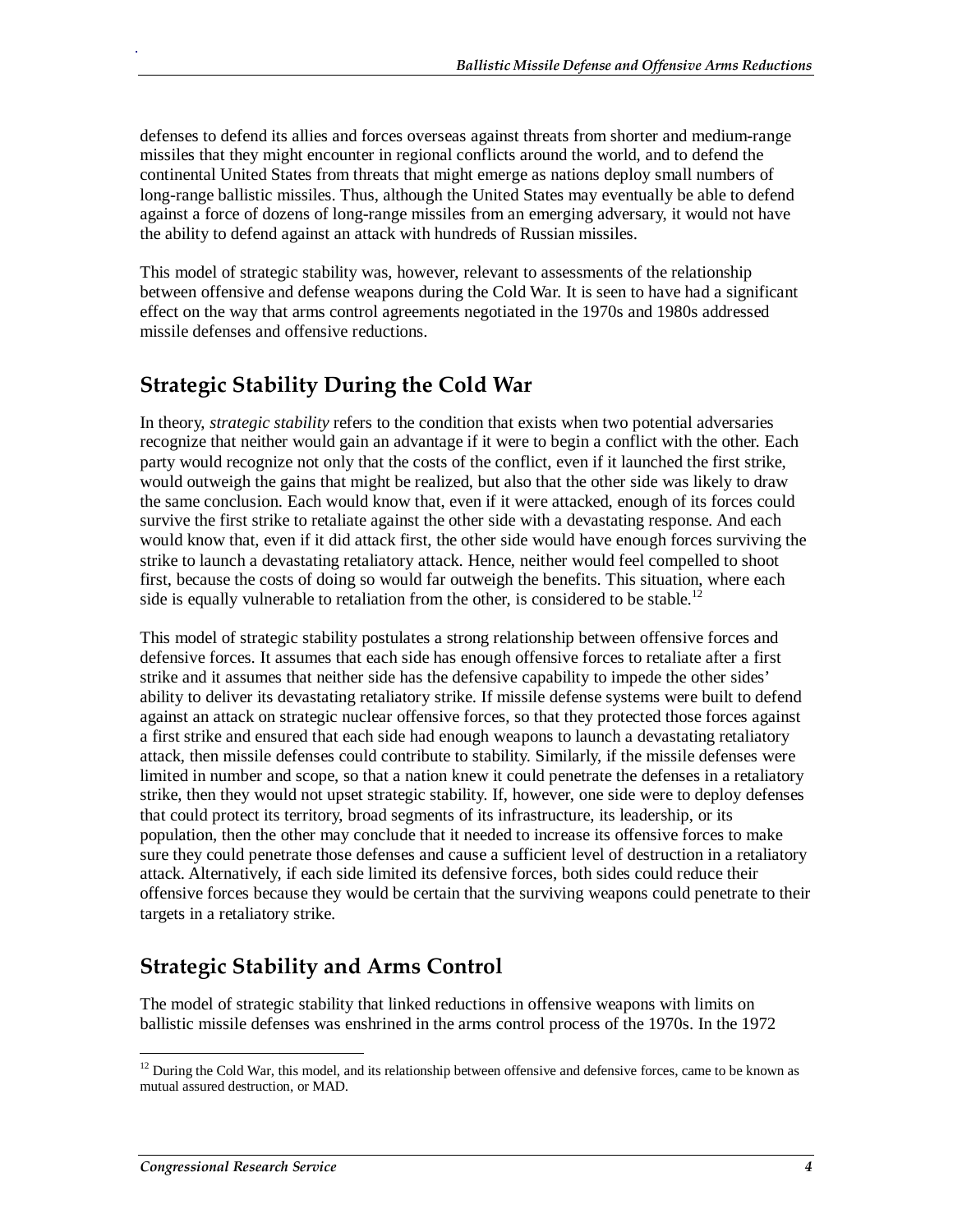defenses to defend its allies and forces overseas against threats from shorter and medium-range missiles that they might encounter in regional conflicts around the world, and to defend the continental United States from threats that might emerge as nations deploy small numbers of long-range ballistic missiles. Thus, although the United States may eventually be able to defend against a force of dozens of long-range missiles from an emerging adversary, it would not have the ability to defend against an attack with hundreds of Russian missiles.

This model of strategic stability was, however, relevant to assessments of the relationship between offensive and defense weapons during the Cold War. It is seen to have had a significant effect on the way that arms control agreements negotiated in the 1970s and 1980s addressed missile defenses and offensive reductions.

## Strategic Stability During the Cold War

In theory, *strategic stability* refers to the condition that exists when two potential adversaries recognize that neither would gain an advantage if it were to begin a conflict with the other. Each party would recognize not only that the costs of the conflict, even if it launched the first strike, would outweigh the gains that might be realized, but also that the other side was likely to draw the same conclusion. Each would know that, even if it were attacked, enough of its forces could survive the first strike to retaliate against the other side with a devastating response. And each would know that, even if it did attack first, the other side would have enough forces surviving the strike to launch a devastating retaliatory attack. Hence, neither would feel compelled to shoot first, because the costs of doing so would far outweigh the benefits. This situation, where each side is equally vulnerable to retaliation from the other, is considered to be stable.[12]

This model of strategic stability postulates a strong relationship between offensive forces and defensive forces. It assumes that each side has enough offensive forces to retaliate after a first strike and it assumes that neither side has the defensive capability to impede the other sides' ability to deliver its devastating retaliatory strike. If missile defense systems were built to defend against an attack on strategic nuclear offensive forces, so that they protected those forces against a first strike and ensured that each side had enough weapons to launch a devastating retaliatory attack, then missile defenses could contribute to stability. Similarly, if the missile defenses were limited in number and scope, so that a nation knew it could penetrate the defenses in a retaliatory strike, then they would not upset strategic stability. If, however, one side were to deploy defenses that could protect its territory, broad segments of its infrastructure, its leadership, or its population, then the other may conclude that it needed to increase its offensive forces to make sure they could penetrate those defenses and cause a sufficient level of destruction in a retaliatory attack. Alternatively, if each side limited its defensive forces, both sides could reduce their offensive forces because they would be certain that the surviving weapons could penetrate to their targets in a retaliatory strike.

## Strategic Stability and Arms Control

The model of strategic stability that linked reductions in offensive weapons with limits on ballistic missile defenses was enshrined in the arms control process of the 1970s. In the 1972

[12] During the Cold War, this model, and its relationship between offensive and defensive forces, came to be known as mutual assured destruction, or MAD.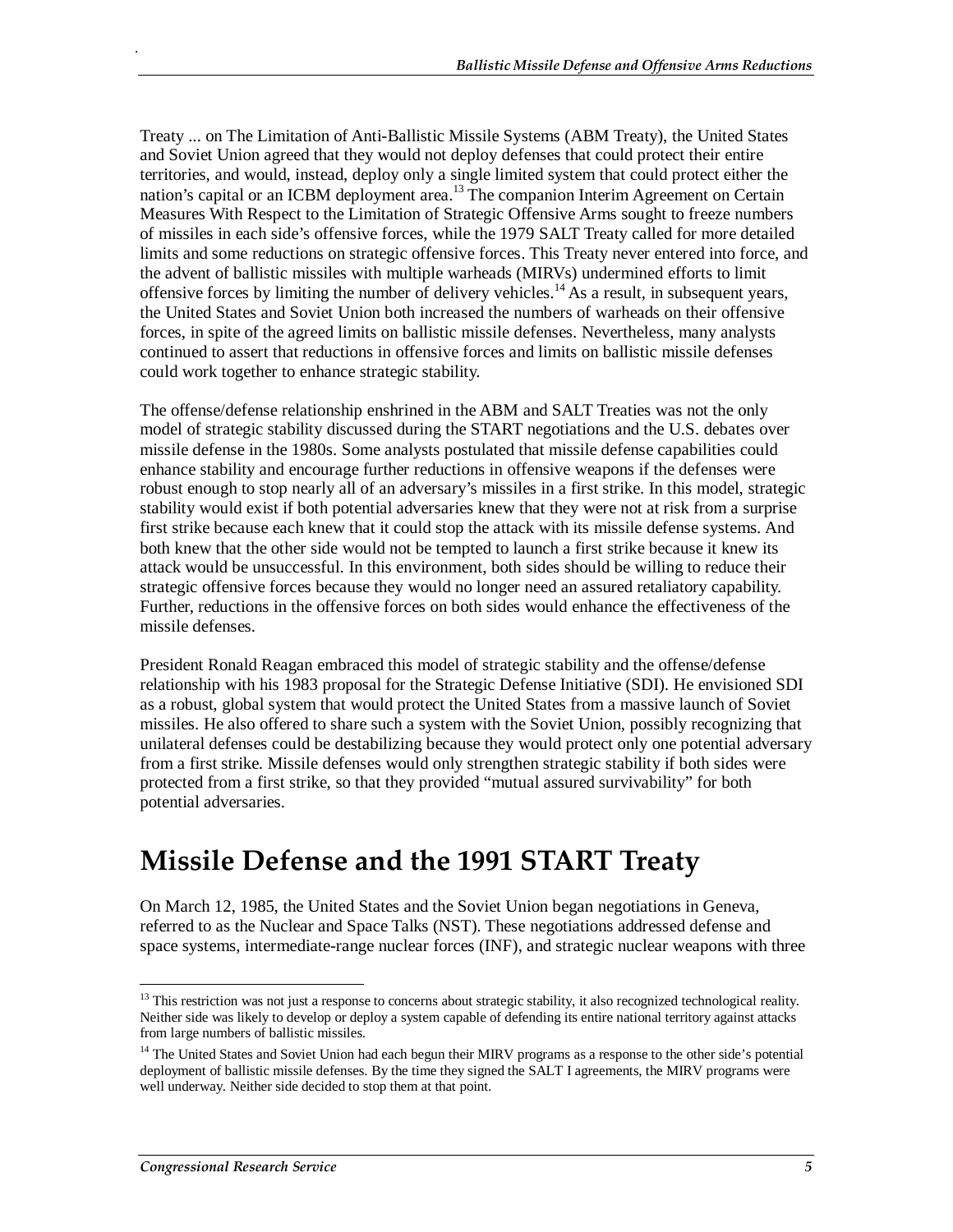Treaty ... on The Limitation of Anti-Ballistic Missile Systems (ABM Treaty), the United States and Soviet Union agreed that they would not deploy defenses that could protect their entire territories, and would, instead, deploy only a single limited system that could protect either the nation's capital or an ICBM deployment area.[13] The companion Interim Agreement on Certain Measures With Respect to the Limitation of Strategic Offensive Arms sought to freeze numbers of missiles in each side's offensive forces, while the 1979 SALT Treaty called for more detailed limits and some reductions on strategic offensive forces. This Treaty never entered into force, and the advent of ballistic missiles with multiple warheads (MIRVs) undermined efforts to limit offensive forces by limiting the number of delivery vehicles.[14] As a result, in subsequent years, the United States and Soviet Union both increased the numbers of warheads on their offensive forces, in spite of the agreed limits on ballistic missile defenses. Nevertheless, many analysts continued to assert that reductions in offensive forces and limits on ballistic missile defenses could work together to enhance strategic stability.

The offense/defense relationship enshrined in the ABM and SALT Treaties was not the only model of strategic stability discussed during the START negotiations and the U.S. debates over missile defense in the 1980s. Some analysts postulated that missile defense capabilities could enhance stability and encourage further reductions in offensive weapons if the defenses were robust enough to stop nearly all of an adversary's missiles in a first strike. In this model, strategic stability would exist if both potential adversaries knew that they were not at risk from a surprise first strike because each knew that it could stop the attack with its missile defense systems. And both knew that the other side would not be tempted to launch a first strike because it knew its attack would be unsuccessful. In this environment, both sides should be willing to reduce their strategic offensive forces because they would no longer need an assured retaliatory capability. Further, reductions in the offensive forces on both sides would enhance the effectiveness of the missile defenses.

President Ronald Reagan embraced this model of strategic stability and the offense/defense relationship with his 1983 proposal for the Strategic Defense Initiative (SDI). He envisioned SDI as a robust, global system that would protect the United States from a massive launch of Soviet missiles. He also offered to share such a system with the Soviet Union, possibly recognizing that unilateral defenses could be destabilizing because they would protect only one potential adversary from a first strike. Missile defenses would only strengthen strategic stability if both sides were protected from a first strike, so that they provided "mutual assured survivability" for both potential adversaries.

# Missile Defense and the 1991 START Treaty

On March 12, 1985, the United States and the Soviet Union began negotiations in Geneva, referred to as the Nuclear and Space Talks (NST). These negotiations addressed defense and space systems, intermediate-range nuclear forces (INF), and strategic nuclear weapons with three

---

[13] This restriction was not just a response to concerns about strategic stability, it also recognized technological reality. Neither side was likely to develop or deploy a system capable of defending its entire national territory against attacks from large numbers of ballistic missiles.

[14] The United States and Soviet Union had each begun their MIRV programs as a response to the other side's potential deployment of ballistic missile defenses. By the time they signed the SALT I agreements, the MIRV programs were well underway. Neither side decided to stop them at that point.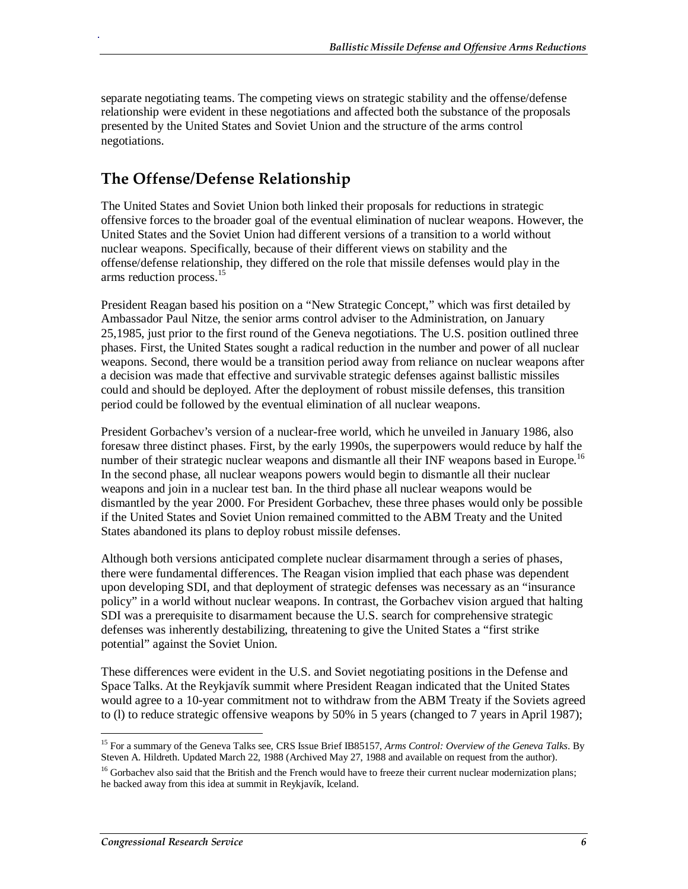separate negotiating teams. The competing views on strategic stability and the offense/defense relationship were evident in these negotiations and affected both the substance of the proposals presented by the United States and Soviet Union and the structure of the arms control negotiations.

## The Offense/Defense Relationship

The United States and Soviet Union both linked their proposals for reductions in strategic offensive forces to the broader goal of the eventual elimination of nuclear weapons. However, the United States and the Soviet Union had different versions of a transition to a world without nuclear weapons. Specifically, because of their different views on stability and the offense/defense relationship, they differed on the role that missile defenses would play in the arms reduction process.[15]

President Reagan based his position on a "New Strategic Concept," which was first detailed by Ambassador Paul Nitze, the senior arms control adviser to the Administration, on January 25,1985, just prior to the first round of the Geneva negotiations. The U.S. position outlined three phases. First, the United States sought a radical reduction in the number and power of all nuclear weapons. Second, there would be a transition period away from reliance on nuclear weapons after a decision was made that effective and survivable strategic defenses against ballistic missiles could and should be deployed. After the deployment of robust missile defenses, this transition period could be followed by the eventual elimination of all nuclear weapons.

President Gorbachev's version of a nuclear-free world, which he unveiled in January 1986, also foresaw three distinct phases. First, by the early 1990s, the superpowers would reduce by half the number of their strategic nuclear weapons and dismantle all their INF weapons based in Europe.[16] In the second phase, all nuclear weapons powers would begin to dismantle all their nuclear weapons and join in a nuclear test ban. In the third phase all nuclear weapons would be dismantled by the year 2000. For President Gorbachev, these three phases would only be possible if the United States and Soviet Union remained committed to the ABM Treaty and the United States abandoned its plans to deploy robust missile defenses.

Although both versions anticipated complete nuclear disarmament through a series of phases, there were fundamental differences. The Reagan vision implied that each phase was dependent upon developing SDI, and that deployment of strategic defenses was necessary as an "insurance policy" in a world without nuclear weapons. In contrast, the Gorbachev vision argued that halting SDI was a prerequisite to disarmament because the U.S. search for comprehensive strategic defenses was inherently destabilizing, threatening to give the United States a "first strike potential" against the Soviet Union.

These differences were evident in the U.S. and Soviet negotiating positions in the Defense and Space Talks. At the Reykjavík summit where President Reagan indicated that the United States would agree to a 10-year commitment not to withdraw from the ABM Treaty if the Soviets agreed to (l) to reduce strategic offensive weapons by 50% in 5 years (changed to 7 years in April 1987);

---

[15] For a summary of the Geneva Talks see, CRS Issue Brief IB85157, *Arms Control: Overview of the Geneva Talks*. By Steven A. Hildreth. Updated March 22, 1988 (Archived May 27, 1988 and available on request from the author).

[16] Gorbachev also said that the British and the French would have to freeze their current nuclear modernization plans; he backed away from this idea at summit in Reykjavík, Iceland.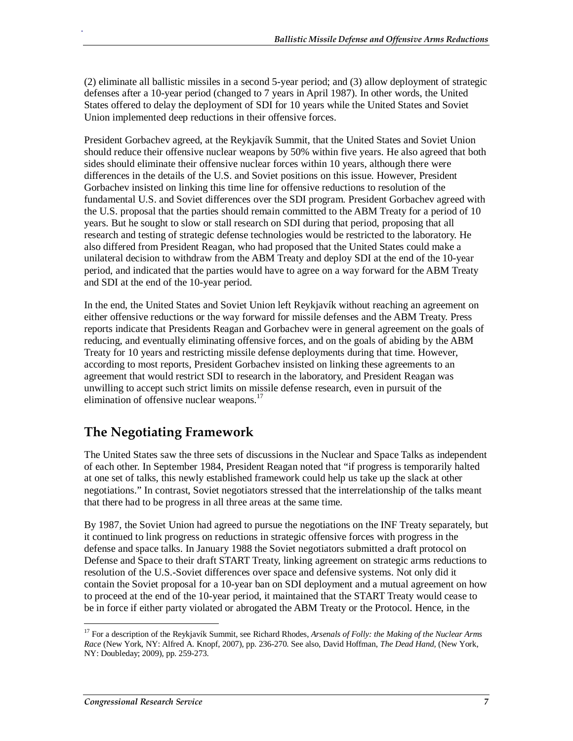(2) eliminate all ballistic missiles in a second 5-year period; and (3) allow deployment of strategic defenses after a 10-year period (changed to 7 years in April 1987). In other words, the United States offered to delay the deployment of SDI for 10 years while the United States and Soviet Union implemented deep reductions in their offensive forces.

President Gorbachev agreed, at the Reykjavík Summit, that the United States and Soviet Union should reduce their offensive nuclear weapons by 50% within five years. He also agreed that both sides should eliminate their offensive nuclear forces within 10 years, although there were differences in the details of the U.S. and Soviet positions on this issue. However, President Gorbachev insisted on linking this time line for offensive reductions to resolution of the fundamental U.S. and Soviet differences over the SDI program. President Gorbachev agreed with the U.S. proposal that the parties should remain committed to the ABM Treaty for a period of 10 years. But he sought to slow or stall research on SDI during that period, proposing that all research and testing of strategic defense technologies would be restricted to the laboratory. He also differed from President Reagan, who had proposed that the United States could make a unilateral decision to withdraw from the ABM Treaty and deploy SDI at the end of the 10-year period, and indicated that the parties would have to agree on a way forward for the ABM Treaty and SDI at the end of the 10-year period.

In the end, the United States and Soviet Union left Reykjavík without reaching an agreement on either offensive reductions or the way forward for missile defenses and the ABM Treaty. Press reports indicate that Presidents Reagan and Gorbachev were in general agreement on the goals of reducing, and eventually eliminating offensive forces, and on the goals of abiding by the ABM Treaty for 10 years and restricting missile defense deployments during that time. However, according to most reports, President Gorbachev insisted on linking these agreements to an agreement that would restrict SDI to research in the laboratory, and President Reagan was unwilling to accept such strict limits on missile defense research, even in pursuit of the elimination of offensive nuclear weapons.[17]

## The Negotiating Framework

The United States saw the three sets of discussions in the Nuclear and Space Talks as independent of each other. In September 1984, President Reagan noted that "if progress is temporarily halted at one set of talks, this newly established framework could help us take up the slack at other negotiations." In contrast, Soviet negotiators stressed that the interrelationship of the talks meant that there had to be progress in all three areas at the same time.

By 1987, the Soviet Union had agreed to pursue the negotiations on the INF Treaty separately, but it continued to link progress on reductions in strategic offensive forces with progress in the defense and space talks. In January 1988 the Soviet negotiators submitted a draft protocol on Defense and Space to their draft START Treaty, linking agreement on strategic arms reductions to resolution of the U.S.-Soviet differences over space and defensive systems. Not only did it contain the Soviet proposal for a 10-year ban on SDI deployment and a mutual agreement on how to proceed at the end of the 10-year period, it maintained that the START Treaty would cease to be in force if either party violated or abrogated the ABM Treaty or the Protocol. Hence, in the

---

[17] For a description of the Reykjavík Summit, see Richard Rhodes, *Arsenals of Folly: the Making of the Nuclear Arms Race* (New York, NY: Alfred A. Knopf, 2007), pp. 236-270. See also, David Hoffman, *The Dead Hand,* (New York, NY: Doubleday; 2009), pp. 259-273.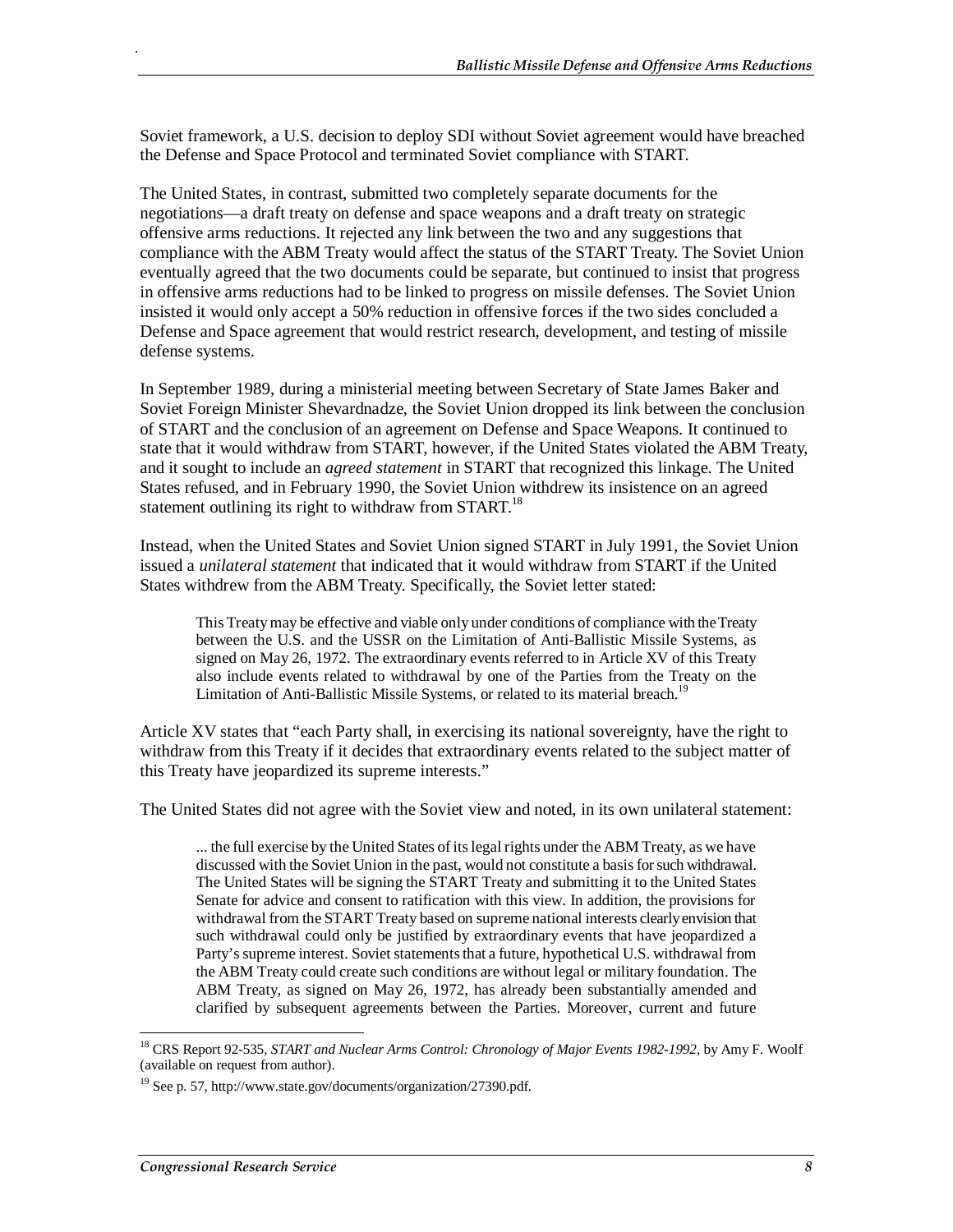Soviet framework, a U.S. decision to deploy SDI without Soviet agreement would have breached the Defense and Space Protocol and terminated Soviet compliance with START.

The United States, in contrast, submitted two completely separate documents for the negotiations—a draft treaty on defense and space weapons and a draft treaty on strategic offensive arms reductions. It rejected any link between the two and any suggestions that compliance with the ABM Treaty would affect the status of the START Treaty. The Soviet Union eventually agreed that the two documents could be separate, but continued to insist that progress in offensive arms reductions had to be linked to progress on missile defenses. The Soviet Union insisted it would only accept a 50% reduction in offensive forces if the two sides concluded a Defense and Space agreement that would restrict research, development, and testing of missile defense systems.

In September 1989, during a ministerial meeting between Secretary of State James Baker and Soviet Foreign Minister Shevardnadze, the Soviet Union dropped its link between the conclusion of START and the conclusion of an agreement on Defense and Space Weapons. It continued to state that it would withdraw from START, however, if the United States violated the ABM Treaty, and it sought to include an *agreed statement* in START that recognized this linkage. The United States refused, and in February 1990, the Soviet Union withdrew its insistence on an agreed statement outlining its right to withdraw from START.[18]

Instead, when the United States and Soviet Union signed START in July 1991, the Soviet Union issued a *unilateral statement* that indicated that it would withdraw from START if the United States withdrew from the ABM Treaty. Specifically, the Soviet letter stated:

> This Treaty may be effective and viable only under conditions of compliance with the Treaty between the U.S. and the USSR on the Limitation of Anti-Ballistic Missile Systems, as signed on May 26, 1972. The extraordinary events referred to in Article XV of this Treaty also include events related to withdrawal by one of the Parties from the Treaty on the Limitation of Anti-Ballistic Missile Systems, or related to its material breach.[19]

Article XV states that "each Party shall, in exercising its national sovereignty, have the right to withdraw from this Treaty if it decides that extraordinary events related to the subject matter of this Treaty have jeopardized its supreme interests."

The United States did not agree with the Soviet view and noted, in its own unilateral statement:

> ... the full exercise by the United States of its legal rights under the ABM Treaty, as we have discussed with the Soviet Union in the past, would not constitute a basis for such withdrawal. The United States will be signing the START Treaty and submitting it to the United States Senate for advice and consent to ratification with this view. In addition, the provisions for withdrawal from the START Treaty based on supreme national interests clearly envision that such withdrawal could only be justified by extraordinary events that have jeopardized a Party's supreme interest. Soviet statements that a future, hypothetical U.S. withdrawal from the ABM Treaty could create such conditions are without legal or military foundation. The ABM Treaty, as signed on May 26, 1972, has already been substantially amended and clarified by subsequent agreements between the Parties. Moreover, current and future

---

[18] CRS Report 92-535, *START and Nuclear Arms Control: Chronology of Major Events 1982-1992*, by Amy F. Woolf (available on request from author).

[19] See p. 57, http://www.state.gov/documents/organization/27390.pdf.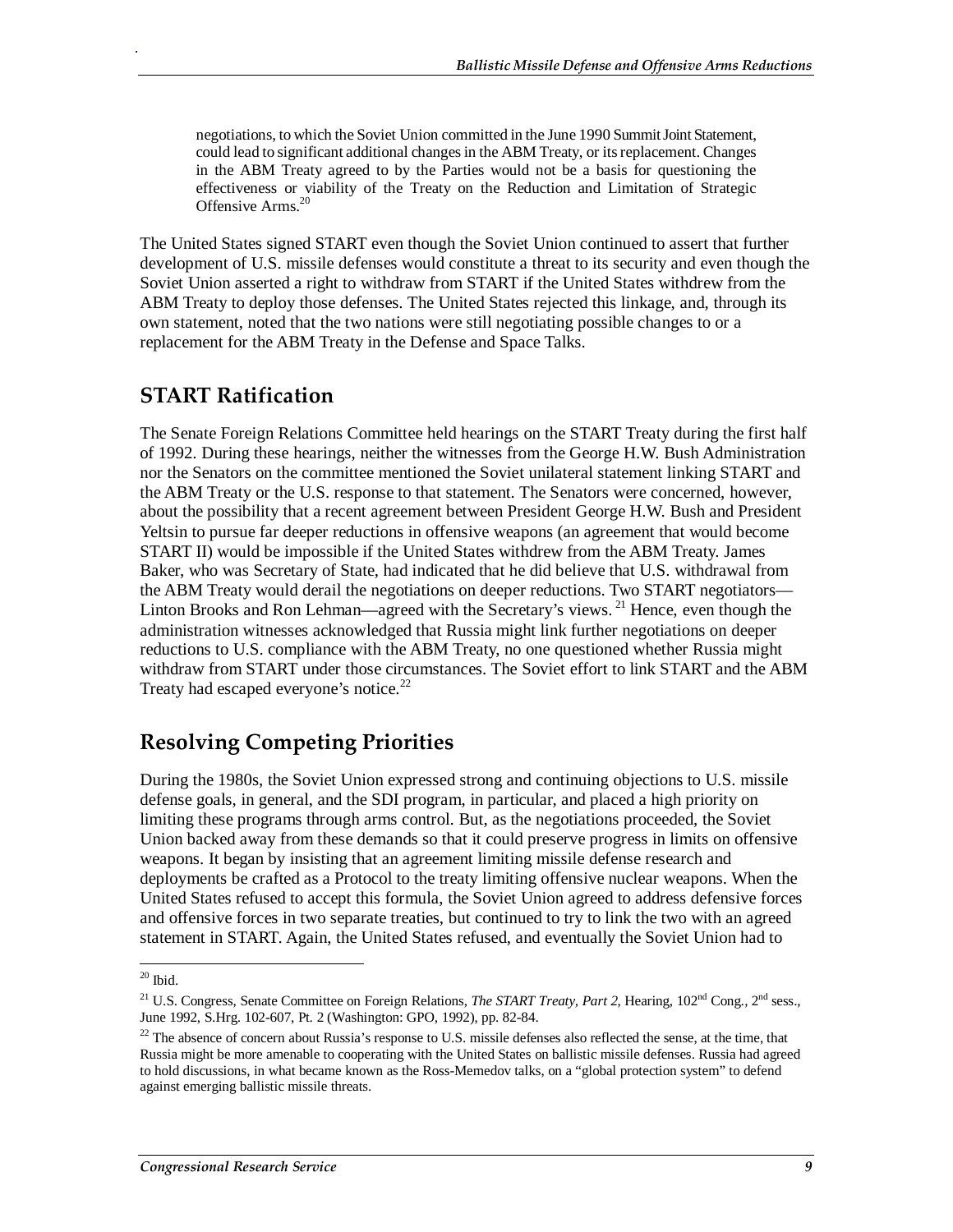negotiations, to which the Soviet Union committed in the June 1990 Summit Joint Statement, could lead to significant additional changes in the ABM Treaty, or its replacement. Changes in the ABM Treaty agreed to by the Parties would not be a basis for questioning the effectiveness or viability of the Treaty on the Reduction and Limitation of Strategic Offensive Arms.[20]

The United States signed START even though the Soviet Union continued to assert that further development of U.S. missile defenses would constitute a threat to its security and even though the Soviet Union asserted a right to withdraw from START if the United States withdrew from the ABM Treaty to deploy those defenses. The United States rejected this linkage, and, through its own statement, noted that the two nations were still negotiating possible changes to or a replacement for the ABM Treaty in the Defense and Space Talks.

## START Ratification

The Senate Foreign Relations Committee held hearings on the START Treaty during the first half of 1992. During these hearings, neither the witnesses from the George H.W. Bush Administration nor the Senators on the committee mentioned the Soviet unilateral statement linking START and the ABM Treaty or the U.S. response to that statement. The Senators were concerned, however, about the possibility that a recent agreement between President George H.W. Bush and President Yeltsin to pursue far deeper reductions in offensive weapons (an agreement that would become START II) would be impossible if the United States withdrew from the ABM Treaty. James Baker, who was Secretary of State, had indicated that he did believe that U.S. withdrawal from the ABM Treaty would derail the negotiations on deeper reductions. Two START negotiators—Linton Brooks and Ron Lehman—agreed with the Secretary's views.[21] Hence, even though the administration witnesses acknowledged that Russia might link further negotiations on deeper reductions to U.S. compliance with the ABM Treaty, no one questioned whether Russia might withdraw from START under those circumstances. The Soviet effort to link START and the ABM Treaty had escaped everyone's notice.[22]

## Resolving Competing Priorities

During the 1980s, the Soviet Union expressed strong and continuing objections to U.S. missile defense goals, in general, and the SDI program, in particular, and placed a high priority on limiting these programs through arms control. But, as the negotiations proceeded, the Soviet Union backed away from these demands so that it could preserve progress in limits on offensive weapons. It began by insisting that an agreement limiting missile defense research and deployments be crafted as a Protocol to the treaty limiting offensive nuclear weapons. When the United States refused to accept this formula, the Soviet Union agreed to address defensive forces and offensive forces in two separate treaties, but continued to try to link the two with an agreed statement in START. Again, the United States refused, and eventually the Soviet Union had to

---

[20] Ibid.

[21] U.S. Congress, Senate Committee on Foreign Relations, *The START Treaty, Part 2*, Hearing, 102nd Cong., 2nd sess., June 1992, S.Hrg. 102-607, Pt. 2 (Washington: GPO, 1992), pp. 82-84.

[22] The absence of concern about Russia's response to U.S. missile defenses also reflected the sense, at the time, that Russia might be more amenable to cooperating with the United States on ballistic missile defenses. Russia had agreed to hold discussions, in what became known as the Ross-Memedov talks, on a "global protection system" to defend against emerging ballistic missile threats.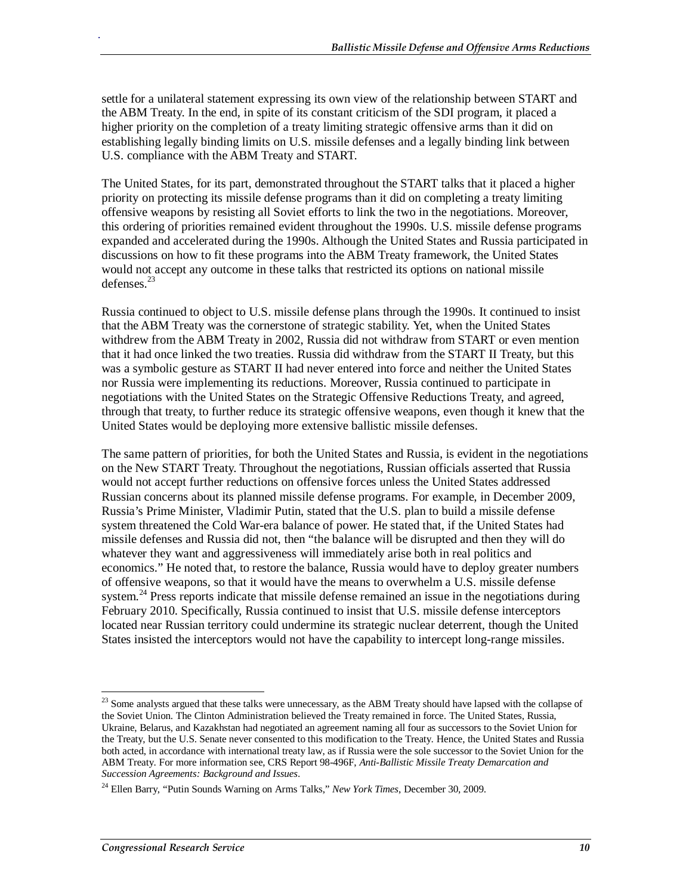settle for a unilateral statement expressing its own view of the relationship between START and the ABM Treaty. In the end, in spite of its constant criticism of the SDI program, it placed a higher priority on the completion of a treaty limiting strategic offensive arms than it did on establishing legally binding limits on U.S. missile defenses and a legally binding link between U.S. compliance with the ABM Treaty and START.

The United States, for its part, demonstrated throughout the START talks that it placed a higher priority on protecting its missile defense programs than it did on completing a treaty limiting offensive weapons by resisting all Soviet efforts to link the two in the negotiations. Moreover, this ordering of priorities remained evident throughout the 1990s. U.S. missile defense programs expanded and accelerated during the 1990s. Although the United States and Russia participated in discussions on how to fit these programs into the ABM Treaty framework, the United States would not accept any outcome in these talks that restricted its options on national missile defenses.[23]

Russia continued to object to U.S. missile defense plans through the 1990s. It continued to insist that the ABM Treaty was the cornerstone of strategic stability. Yet, when the United States withdrew from the ABM Treaty in 2002, Russia did not withdraw from START or even mention that it had once linked the two treaties. Russia did withdraw from the START II Treaty, but this was a symbolic gesture as START II had never entered into force and neither the United States nor Russia were implementing its reductions. Moreover, Russia continued to participate in negotiations with the United States on the Strategic Offensive Reductions Treaty, and agreed, through that treaty, to further reduce its strategic offensive weapons, even though it knew that the United States would be deploying more extensive ballistic missile defenses.

The same pattern of priorities, for both the United States and Russia, is evident in the negotiations on the New START Treaty. Throughout the negotiations, Russian officials asserted that Russia would not accept further reductions on offensive forces unless the United States addressed Russian concerns about its planned missile defense programs. For example, in December 2009, Russia's Prime Minister, Vladimir Putin, stated that the U.S. plan to build a missile defense system threatened the Cold War-era balance of power. He stated that, if the United States had missile defenses and Russia did not, then "the balance will be disrupted and then they will do whatever they want and aggressiveness will immediately arise both in real politics and economics." He noted that, to restore the balance, Russia would have to deploy greater numbers of offensive weapons, so that it would have the means to overwhelm a U.S. missile defense system.[24] Press reports indicate that missile defense remained an issue in the negotiations during February 2010. Specifically, Russia continued to insist that U.S. missile defense interceptors located near Russian territory could undermine its strategic nuclear deterrent, though the United States insisted the interceptors would not have the capability to intercept long-range missiles.

---

[23] Some analysts argued that these talks were unnecessary, as the ABM Treaty should have lapsed with the collapse of the Soviet Union. The Clinton Administration believed the Treaty remained in force. The United States, Russia, Ukraine, Belarus, and Kazakhstan had negotiated an agreement naming all four as successors to the Soviet Union for the Treaty, but the U.S. Senate never consented to this modification to the Treaty. Hence, the United States and Russia both acted, in accordance with international treaty law, as if Russia were the sole successor to the Soviet Union for the ABM Treaty. For more information see, CRS Report 98-496F, *Anti-Ballistic Missile Treaty Demarcation and Succession Agreements: Background and Issues*.

[24] Ellen Barry, "Putin Sounds Warning on Arms Talks," *New York Times*, December 30, 2009.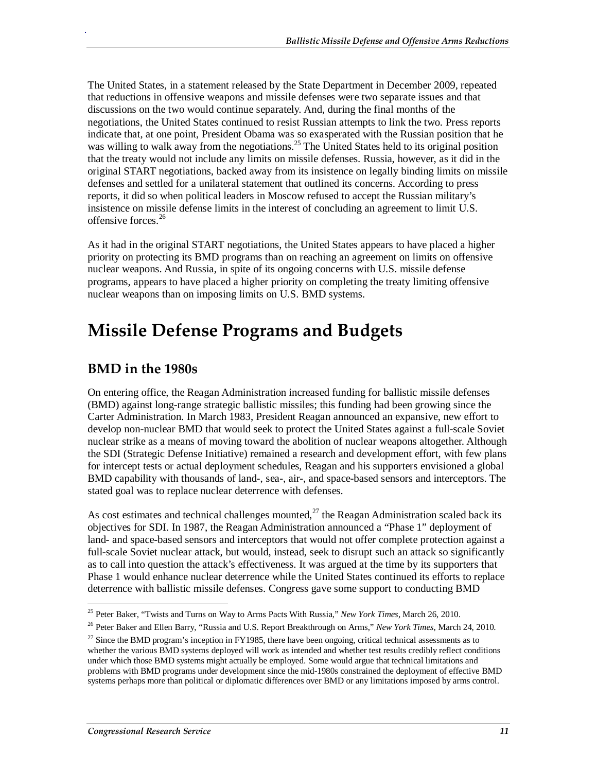The United States, in a statement released by the State Department in December 2009, repeated that reductions in offensive weapons and missile defenses were two separate issues and that discussions on the two would continue separately. And, during the final months of the negotiations, the United States continued to resist Russian attempts to link the two. Press reports indicate that, at one point, President Obama was so exasperated with the Russian position that he was willing to walk away from the negotiations.[25] The United States held to its original position that the treaty would not include any limits on missile defenses. Russia, however, as it did in the original START negotiations, backed away from its insistence on legally binding limits on missile defenses and settled for a unilateral statement that outlined its concerns. According to press reports, it did so when political leaders in Moscow refused to accept the Russian military's insistence on missile defense limits in the interest of concluding an agreement to limit U.S. offensive forces.[26]

As it had in the original START negotiations, the United States appears to have placed a higher priority on protecting its BMD programs than on reaching an agreement on limits on offensive nuclear weapons. And Russia, in spite of its ongoing concerns with U.S. missile defense programs, appears to have placed a higher priority on completing the treaty limiting offensive nuclear weapons than on imposing limits on U.S. BMD systems.

# Missile Defense Programs and Budgets

## BMD in the 1980s

On entering office, the Reagan Administration increased funding for ballistic missile defenses (BMD) against long-range strategic ballistic missiles; this funding had been growing since the Carter Administration. In March 1983, President Reagan announced an expansive, new effort to develop non-nuclear BMD that would seek to protect the United States against a full-scale Soviet nuclear strike as a means of moving toward the abolition of nuclear weapons altogether. Although the SDI (Strategic Defense Initiative) remained a research and development effort, with few plans for intercept tests or actual deployment schedules, Reagan and his supporters envisioned a global BMD capability with thousands of land-, sea-, air-, and space-based sensors and interceptors. The stated goal was to replace nuclear deterrence with defenses.

As cost estimates and technical challenges mounted,[27] the Reagan Administration scaled back its objectives for SDI. In 1987, the Reagan Administration announced a "Phase 1" deployment of land- and space-based sensors and interceptors that would not offer complete protection against a full-scale Soviet nuclear attack, but would, instead, seek to disrupt such an attack so significantly as to call into question the attack's effectiveness. It was argued at the time by its supporters that Phase 1 would enhance nuclear deterrence while the United States continued its efforts to replace deterrence with ballistic missile defenses. Congress gave some support to conducting BMD

---

[25] Peter Baker, "Twists and Turns on Way to Arms Pacts With Russia," *New York Times*, March 26, 2010.

[26] Peter Baker and Ellen Barry, "Russia and U.S. Report Breakthrough on Arms," *New York Times*, March 24, 2010.

[27] Since the BMD program's inception in FY1985, there have been ongoing, critical technical assessments as to whether the various BMD systems deployed will work as intended and whether test results credibly reflect conditions under which those BMD systems might actually be employed. Some would argue that technical limitations and problems with BMD programs under development since the mid-1980s constrained the deployment of effective BMD systems perhaps more than political or diplomatic differences over BMD or any limitations imposed by arms control.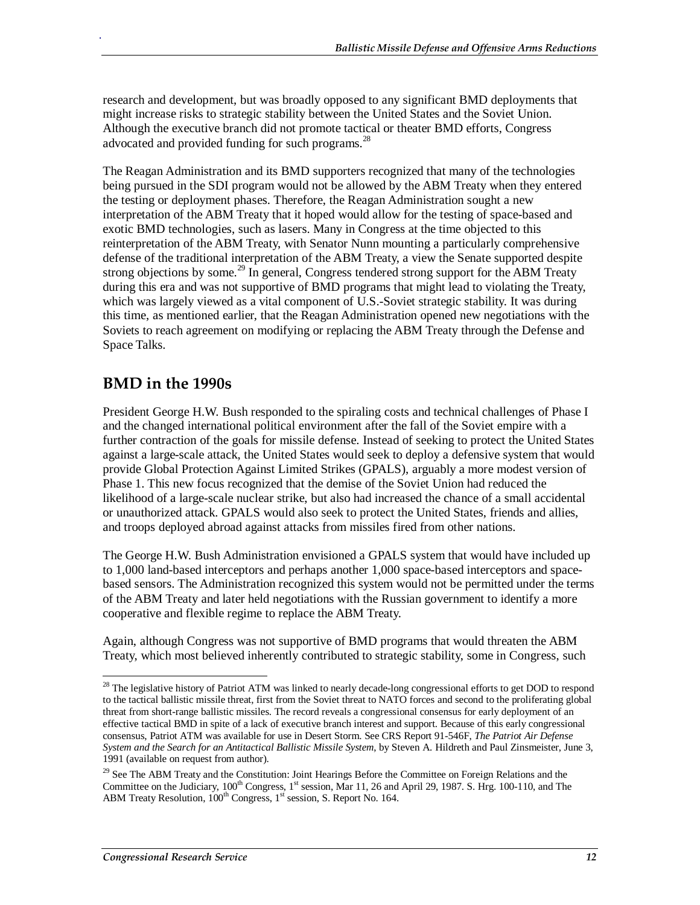research and development, but was broadly opposed to any significant BMD deployments that might increase risks to strategic stability between the United States and the Soviet Union. Although the executive branch did not promote tactical or theater BMD efforts, Congress advocated and provided funding for such programs.[28]

The Reagan Administration and its BMD supporters recognized that many of the technologies being pursued in the SDI program would not be allowed by the ABM Treaty when they entered the testing or deployment phases. Therefore, the Reagan Administration sought a new interpretation of the ABM Treaty that it hoped would allow for the testing of space-based and exotic BMD technologies, such as lasers. Many in Congress at the time objected to this reinterpretation of the ABM Treaty, with Senator Nunn mounting a particularly comprehensive defense of the traditional interpretation of the ABM Treaty, a view the Senate supported despite strong objections by some.[29] In general, Congress tendered strong support for the ABM Treaty during this era and was not supportive of BMD programs that might lead to violating the Treaty, which was largely viewed as a vital component of U.S.-Soviet strategic stability. It was during this time, as mentioned earlier, that the Reagan Administration opened new negotiations with the Soviets to reach agreement on modifying or replacing the ABM Treaty through the Defense and Space Talks.

## BMD in the 1990s

President George H.W. Bush responded to the spiraling costs and technical challenges of Phase I and the changed international political environment after the fall of the Soviet empire with a further contraction of the goals for missile defense. Instead of seeking to protect the United States against a large-scale attack, the United States would seek to deploy a defensive system that would provide Global Protection Against Limited Strikes (GPALS), arguably a more modest version of Phase 1. This new focus recognized that the demise of the Soviet Union had reduced the likelihood of a large-scale nuclear strike, but also had increased the chance of a small accidental or unauthorized attack. GPALS would also seek to protect the United States, friends and allies, and troops deployed abroad against attacks from missiles fired from other nations.

The George H.W. Bush Administration envisioned a GPALS system that would have included up to 1,000 land-based interceptors and perhaps another 1,000 space-based interceptors and space-based sensors. The Administration recognized this system would not be permitted under the terms of the ABM Treaty and later held negotiations with the Russian government to identify a more cooperative and flexible regime to replace the ABM Treaty.

Again, although Congress was not supportive of BMD programs that would threaten the ABM Treaty, which most believed inherently contributed to strategic stability, some in Congress, such

---

[28] The legislative history of Patriot ATM was linked to nearly decade-long congressional efforts to get DOD to respond to the tactical ballistic missile threat, first from the Soviet threat to NATO forces and second to the proliferating global threat from short-range ballistic missiles. The record reveals a congressional consensus for early deployment of an effective tactical BMD in spite of a lack of executive branch interest and support. Because of this early congressional consensus, Patriot ATM was available for use in Desert Storm. See CRS Report 91-546F, *The Patriot Air Defense System and the Search for an Antitactical Ballistic Missile System*, by Steven A. Hildreth and Paul Zinsmeister, June 3, 1991 (available on request from author).

[29] See The ABM Treaty and the Constitution: Joint Hearings Before the Committee on Foreign Relations and the Committee on the Judiciary, 100th Congress, 1st session, Mar 11, 26 and April 29, 1987. S. Hrg. 100-110, and The ABM Treaty Resolution, 100th Congress, 1st session, S. Report No. 164.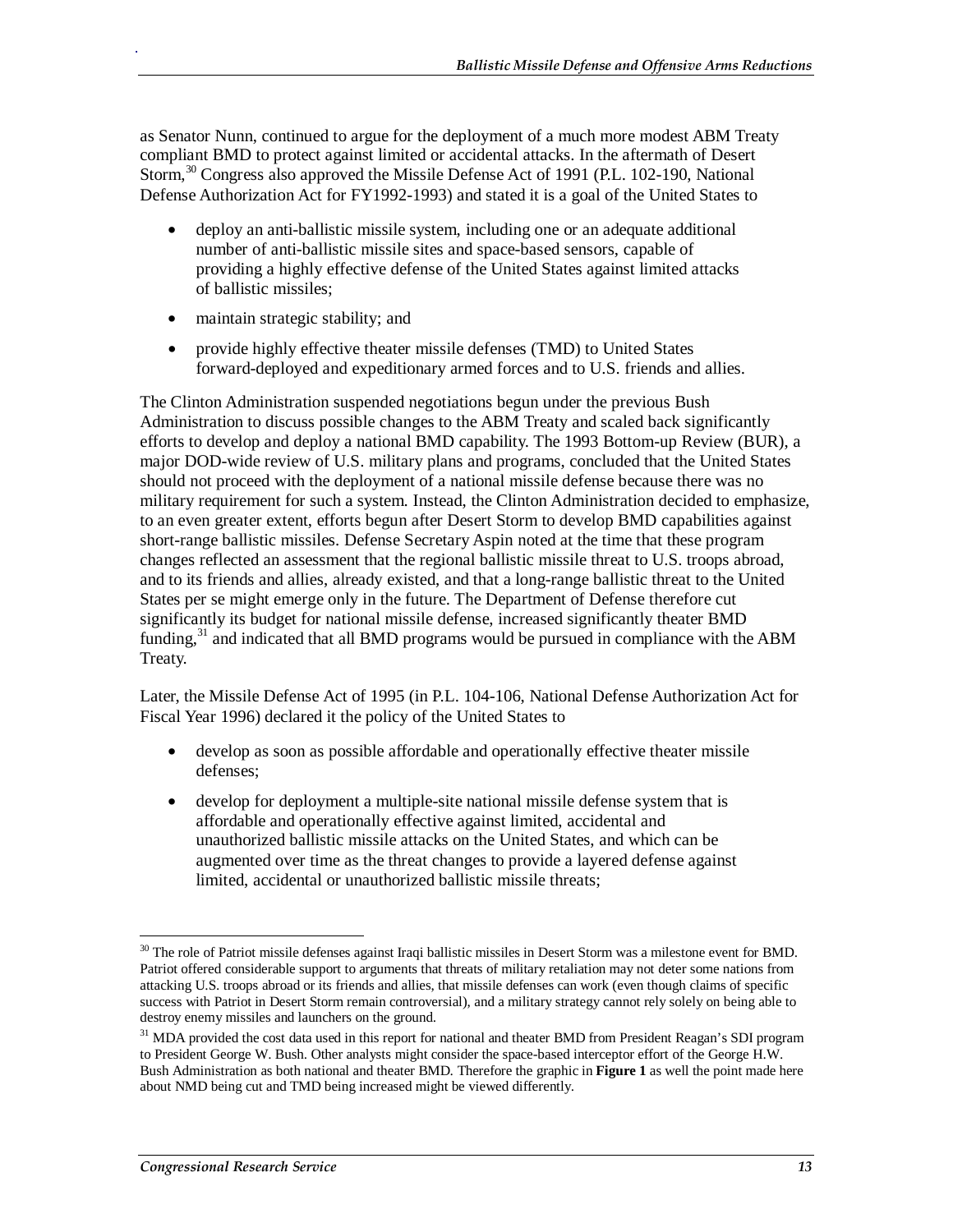as Senator Nunn, continued to argue for the deployment of a much more modest ABM Treaty compliant BMD to protect against limited or accidental attacks. In the aftermath of Desert Storm,[30] Congress also approved the Missile Defense Act of 1991 (P.L. 102-190, National Defense Authorization Act for FY1992-1993) and stated it is a goal of the United States to

- deploy an anti-ballistic missile system, including one or an adequate additional number of anti-ballistic missile sites and space-based sensors, capable of providing a highly effective defense of the United States against limited attacks of ballistic missiles;
- maintain strategic stability; and
- provide highly effective theater missile defenses (TMD) to United States forward-deployed and expeditionary armed forces and to U.S. friends and allies.

The Clinton Administration suspended negotiations begun under the previous Bush Administration to discuss possible changes to the ABM Treaty and scaled back significantly efforts to develop and deploy a national BMD capability. The 1993 Bottom-up Review (BUR), a major DOD-wide review of U.S. military plans and programs, concluded that the United States should not proceed with the deployment of a national missile defense because there was no military requirement for such a system. Instead, the Clinton Administration decided to emphasize, to an even greater extent, efforts begun after Desert Storm to develop BMD capabilities against short-range ballistic missiles. Defense Secretary Aspin noted at the time that these program changes reflected an assessment that the regional ballistic missile threat to U.S. troops abroad, and to its friends and allies, already existed, and that a long-range ballistic threat to the United States per se might emerge only in the future. The Department of Defense therefore cut significantly its budget for national missile defense, increased significantly theater BMD funding,[31] and indicated that all BMD programs would be pursued in compliance with the ABM Treaty.

Later, the Missile Defense Act of 1995 (in P.L. 104-106, National Defense Authorization Act for Fiscal Year 1996) declared it the policy of the United States to

- develop as soon as possible affordable and operationally effective theater missile defenses;
- develop for deployment a multiple-site national missile defense system that is affordable and operationally effective against limited, accidental and unauthorized ballistic missile attacks on the United States, and which can be augmented over time as the threat changes to provide a layered defense against limited, accidental or unauthorized ballistic missile threats;

---

[30] The role of Patriot missile defenses against Iraqi ballistic missiles in Desert Storm was a milestone event for BMD. Patriot offered considerable support to arguments that threats of military retaliation may not deter some nations from attacking U.S. troops abroad or its friends and allies, that missile defenses can work (even though claims of specific success with Patriot in Desert Storm remain controversial), and a military strategy cannot rely solely on being able to destroy enemy missiles and launchers on the ground.

[31] MDA provided the cost data used in this report for national and theater BMD from President Reagan's SDI program to President George W. Bush. Other analysts might consider the space-based interceptor effort of the George H.W. Bush Administration as both national and theater BMD. Therefore the graphic in **Figure 1** as well the point made here about NMD being cut and TMD being increased might be viewed differently.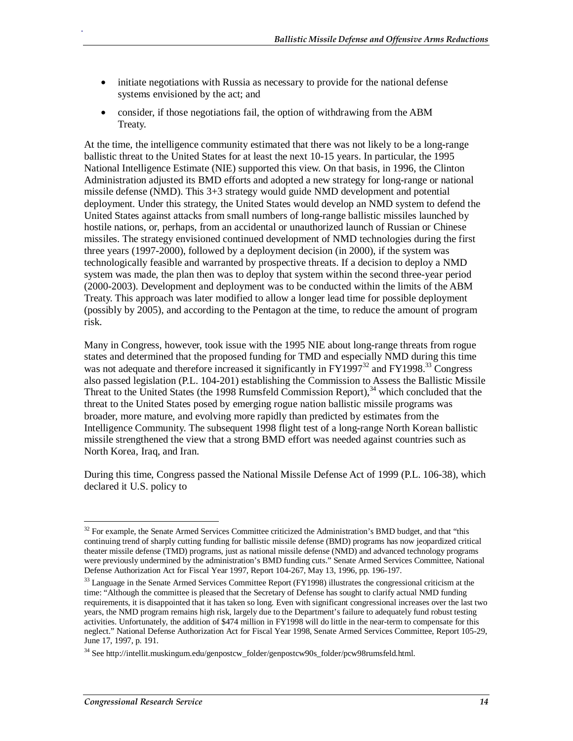- initiate negotiations with Russia as necessary to provide for the national defense systems envisioned by the act; and
- consider, if those negotiations fail, the option of withdrawing from the ABM Treaty.

At the time, the intelligence community estimated that there was not likely to be a long-range ballistic threat to the United States for at least the next 10-15 years. In particular, the 1995 National Intelligence Estimate (NIE) supported this view. On that basis, in 1996, the Clinton Administration adjusted its BMD efforts and adopted a new strategy for long-range or national missile defense (NMD). This 3+3 strategy would guide NMD development and potential deployment. Under this strategy, the United States would develop an NMD system to defend the United States against attacks from small numbers of long-range ballistic missiles launched by hostile nations, or, perhaps, from an accidental or unauthorized launch of Russian or Chinese missiles. The strategy envisioned continued development of NMD technologies during the first three years (1997-2000), followed by a deployment decision (in 2000), if the system was technologically feasible and warranted by prospective threats. If a decision to deploy a NMD system was made, the plan then was to deploy that system within the second three-year period (2000-2003). Development and deployment was to be conducted within the limits of the ABM Treaty. This approach was later modified to allow a longer lead time for possible deployment (possibly by 2005), and according to the Pentagon at the time, to reduce the amount of program risk.

Many in Congress, however, took issue with the 1995 NIE about long-range threats from rogue states and determined that the proposed funding for TMD and especially NMD during this time was not adequate and therefore increased it significantly in FY1997[32] and FY1998.[33] Congress also passed legislation (P.L. 104-201) establishing the Commission to Assess the Ballistic Missile Threat to the United States (the 1998 Rumsfeld Commission Report),[34] which concluded that the threat to the United States posed by emerging rogue nation ballistic missile programs was broader, more mature, and evolving more rapidly than predicted by estimates from the Intelligence Community. The subsequent 1998 flight test of a long-range North Korean ballistic missile strengthened the view that a strong BMD effort was needed against countries such as North Korea, Iraq, and Iran.

During this time, Congress passed the National Missile Defense Act of 1999 (P.L. 106-38), which declared it U.S. policy to

---

[32] For example, the Senate Armed Services Committee criticized the Administration's BMD budget, and that "this continuing trend of sharply cutting funding for ballistic missile defense (BMD) programs has now jeopardized critical theater missile defense (TMD) programs, just as national missile defense (NMD) and advanced technology programs were previously undermined by the administration's BMD funding cuts." Senate Armed Services Committee, National Defense Authorization Act for Fiscal Year 1997, Report 104-267, May 13, 1996, pp. 196-197.

[33] Language in the Senate Armed Services Committee Report (FY1998) illustrates the congressional criticism at the time: "Although the committee is pleased that the Secretary of Defense has sought to clarify actual NMD funding requirements, it is disappointed that it has taken so long. Even with significant congressional increases over the last two years, the NMD program remains high risk, largely due to the Department's failure to adequately fund robust testing activities. Unfortunately, the addition of $474 million in FY1998 will do little in the near-term to compensate for this neglect." National Defense Authorization Act for Fiscal Year 1998, Senate Armed Services Committee, Report 105-29, June 17, 1997, p. 191.

[34] See http://intellit.muskingum.edu/genpostcw_folder/genpostcw90s_folder/pcw98rumsfeld.html.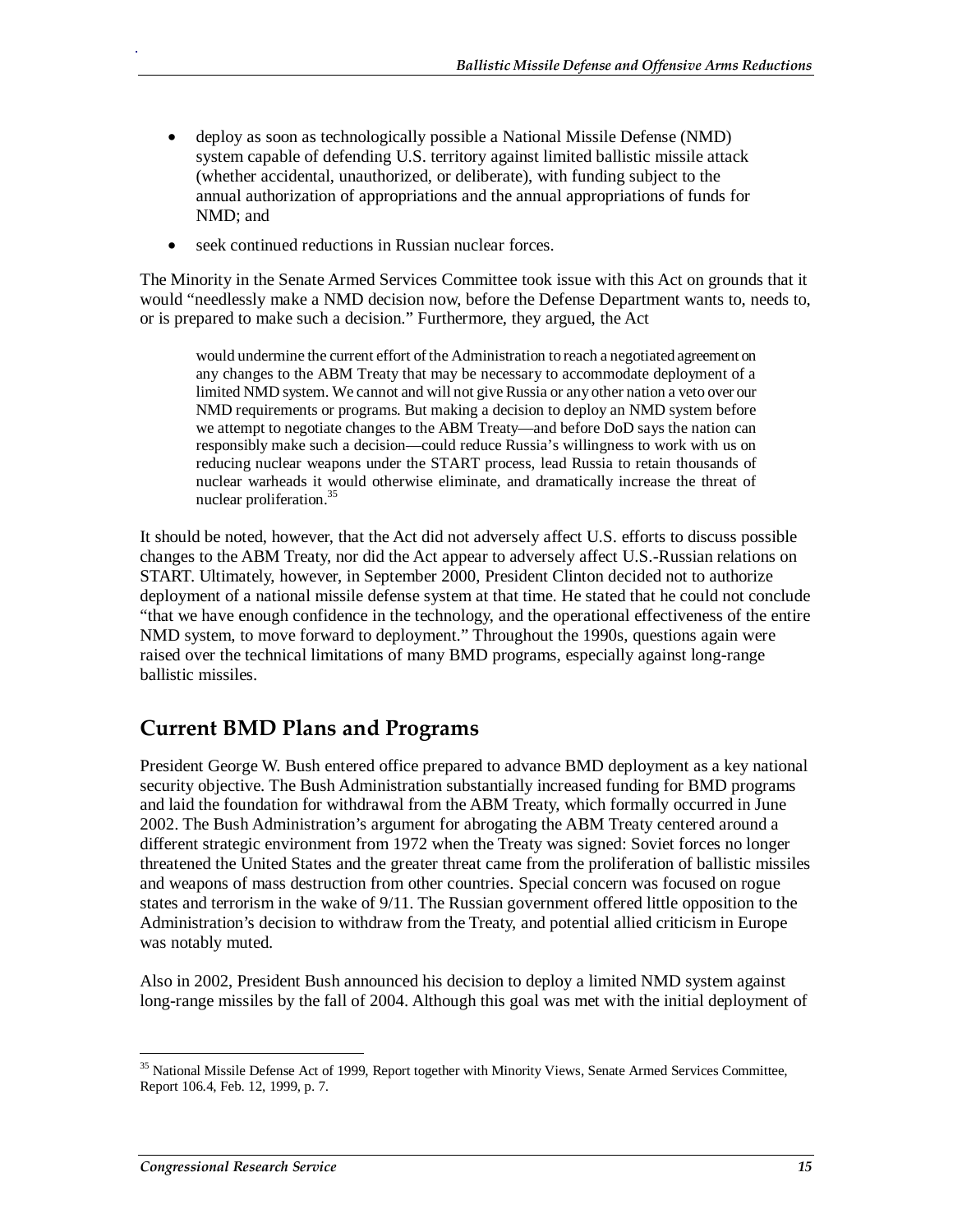- deploy as soon as technologically possible a National Missile Defense (NMD) system capable of defending U.S. territory against limited ballistic missile attack (whether accidental, unauthorized, or deliberate), with funding subject to the annual authorization of appropriations and the annual appropriations of funds for NMD; and
- seek continued reductions in Russian nuclear forces.

The Minority in the Senate Armed Services Committee took issue with this Act on grounds that it would "needlessly make a NMD decision now, before the Defense Department wants to, needs to, or is prepared to make such a decision." Furthermore, they argued, the Act

> would undermine the current effort of the Administration to reach a negotiated agreement on any changes to the ABM Treaty that may be necessary to accommodate deployment of a limited NMD system. We cannot and will not give Russia or any other nation a veto over our NMD requirements or programs. But making a decision to deploy an NMD system before we attempt to negotiate changes to the ABM Treaty—and before DoD says the nation can responsibly make such a decision—could reduce Russia's willingness to work with us on reducing nuclear weapons under the START process, lead Russia to retain thousands of nuclear warheads it would otherwise eliminate, and dramatically increase the threat of nuclear proliferation.[35]

It should be noted, however, that the Act did not adversely affect U.S. efforts to discuss possible changes to the ABM Treaty, nor did the Act appear to adversely affect U.S.-Russian relations on START. Ultimately, however, in September 2000, President Clinton decided not to authorize deployment of a national missile defense system at that time. He stated that he could not conclude "that we have enough confidence in the technology, and the operational effectiveness of the entire NMD system, to move forward to deployment." Throughout the 1990s, questions again were raised over the technical limitations of many BMD programs, especially against long-range ballistic missiles.

## Current BMD Plans and Programs

President George W. Bush entered office prepared to advance BMD deployment as a key national security objective. The Bush Administration substantially increased funding for BMD programs and laid the foundation for withdrawal from the ABM Treaty, which formally occurred in June 2002. The Bush Administration's argument for abrogating the ABM Treaty centered around a different strategic environment from 1972 when the Treaty was signed: Soviet forces no longer threatened the United States and the greater threat came from the proliferation of ballistic missiles and weapons of mass destruction from other countries. Special concern was focused on rogue states and terrorism in the wake of 9/11. The Russian government offered little opposition to the Administration's decision to withdraw from the Treaty, and potential allied criticism in Europe was notably muted.

Also in 2002, President Bush announced his decision to deploy a limited NMD system against long-range missiles by the fall of 2004. Although this goal was met with the initial deployment of

---

[35] National Missile Defense Act of 1999, Report together with Minority Views, Senate Armed Services Committee, Report 106.4, Feb. 12, 1999, p. 7.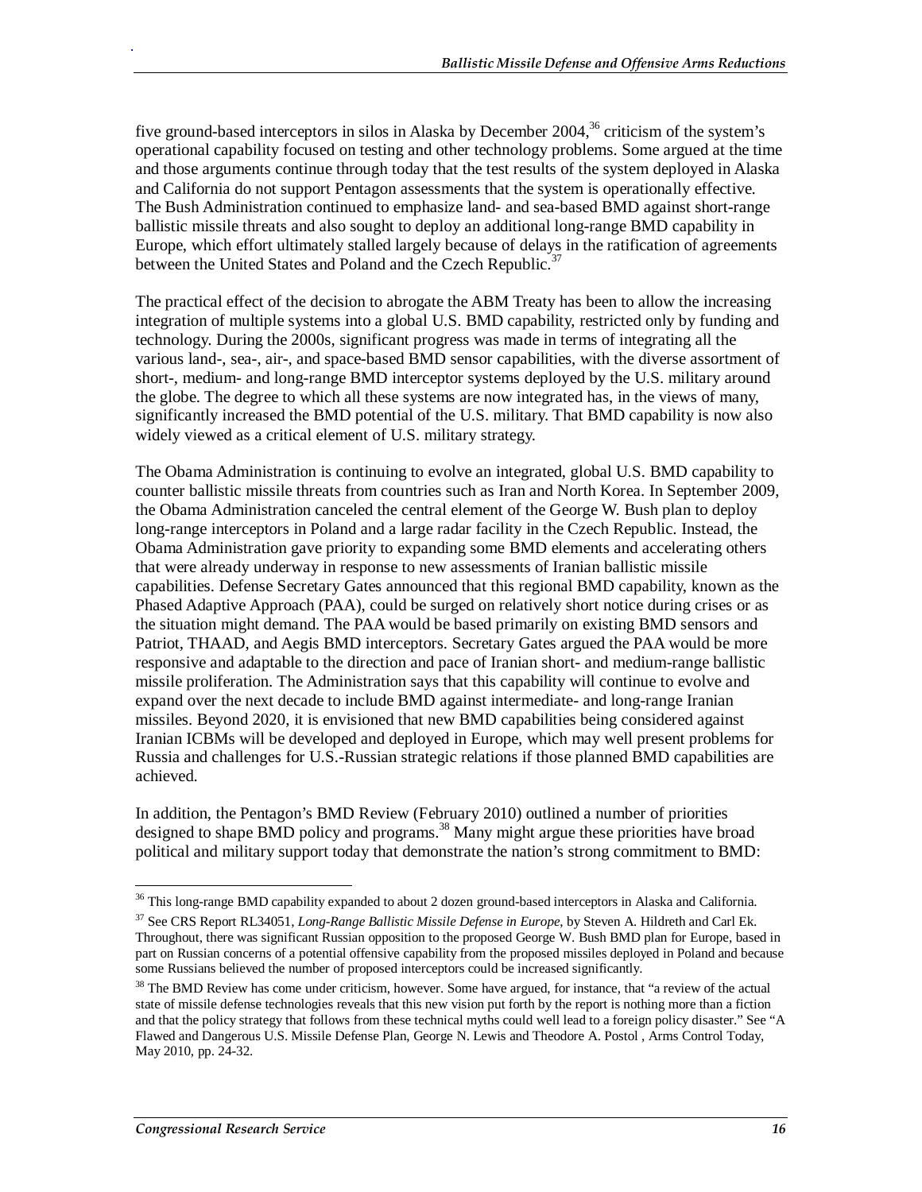five ground-based interceptors in silos in Alaska by December 2004,[36] criticism of the system's operational capability focused on testing and other technology problems. Some argued at the time and those arguments continue through today that the test results of the system deployed in Alaska and California do not support Pentagon assessments that the system is operationally effective. The Bush Administration continued to emphasize land- and sea-based BMD against short-range ballistic missile threats and also sought to deploy an additional long-range BMD capability in Europe, which effort ultimately stalled largely because of delays in the ratification of agreements between the United States and Poland and the Czech Republic.[37]

The practical effect of the decision to abrogate the ABM Treaty has been to allow the increasing integration of multiple systems into a global U.S. BMD capability, restricted only by funding and technology. During the 2000s, significant progress was made in terms of integrating all the various land-, sea-, air-, and space-based BMD sensor capabilities, with the diverse assortment of short-, medium- and long-range BMD interceptor systems deployed by the U.S. military around the globe. The degree to which all these systems are now integrated has, in the views of many, significantly increased the BMD potential of the U.S. military. That BMD capability is now also widely viewed as a critical element of U.S. military strategy.

The Obama Administration is continuing to evolve an integrated, global U.S. BMD capability to counter ballistic missile threats from countries such as Iran and North Korea. In September 2009, the Obama Administration canceled the central element of the George W. Bush plan to deploy long-range interceptors in Poland and a large radar facility in the Czech Republic. Instead, the Obama Administration gave priority to expanding some BMD elements and accelerating others that were already underway in response to new assessments of Iranian ballistic missile capabilities. Defense Secretary Gates announced that this regional BMD capability, known as the Phased Adaptive Approach (PAA), could be surged on relatively short notice during crises or as the situation might demand. The PAA would be based primarily on existing BMD sensors and Patriot, THAAD, and Aegis BMD interceptors. Secretary Gates argued the PAA would be more responsive and adaptable to the direction and pace of Iranian short- and medium-range ballistic missile proliferation. The Administration says that this capability will continue to evolve and expand over the next decade to include BMD against intermediate- and long-range Iranian missiles. Beyond 2020, it is envisioned that new BMD capabilities being considered against Iranian ICBMs will be developed and deployed in Europe, which may well present problems for Russia and challenges for U.S.-Russian strategic relations if those planned BMD capabilities are achieved.

In addition, the Pentagon's BMD Review (February 2010) outlined a number of priorities designed to shape BMD policy and programs.[38] Many might argue these priorities have broad political and military support today that demonstrate the nation's strong commitment to BMD:

---

[36] This long-range BMD capability expanded to about 2 dozen ground-based interceptors in Alaska and California.

[37] See CRS Report RL34051, *Long-Range Ballistic Missile Defense in Europe*, by Steven A. Hildreth and Carl Ek. Throughout, there was significant Russian opposition to the proposed George W. Bush BMD plan for Europe, based in part on Russian concerns of a potential offensive capability from the proposed missiles deployed in Poland and because some Russians believed the number of proposed interceptors could be increased significantly.

[38] The BMD Review has come under criticism, however. Some have argued, for instance, that "a review of the actual state of missile defense technologies reveals that this new vision put forth by the report is nothing more than a fiction and that the policy strategy that follows from these technical myths could well lead to a foreign policy disaster." See "A Flawed and Dangerous U.S. Missile Defense Plan, George N. Lewis and Theodore A. Postol , Arms Control Today, May 2010, pp. 24-32.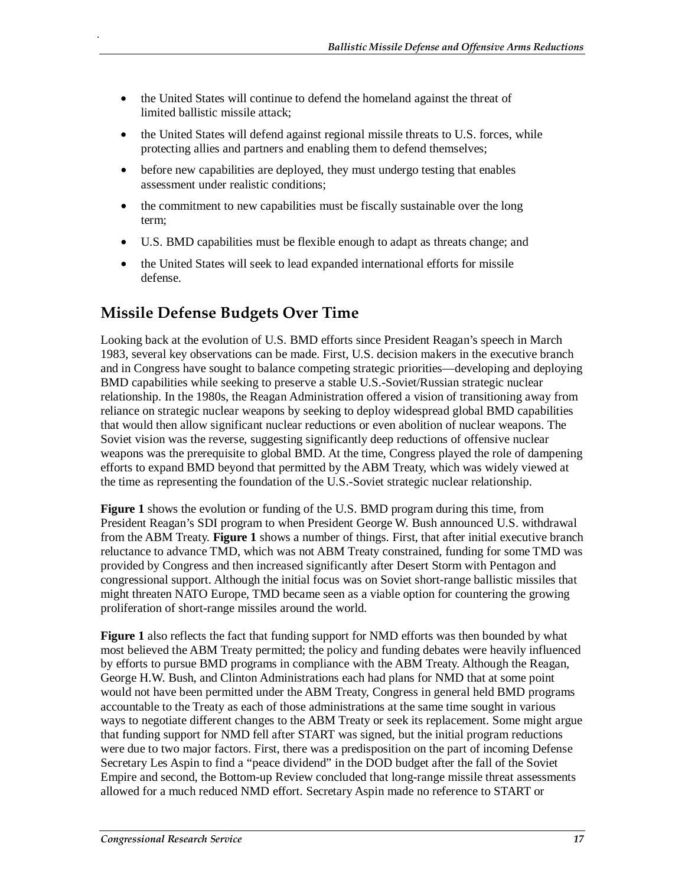- the United States will continue to defend the homeland against the threat of limited ballistic missile attack;
- the United States will defend against regional missile threats to U.S. forces, while protecting allies and partners and enabling them to defend themselves;
- before new capabilities are deployed, they must undergo testing that enables assessment under realistic conditions;
- the commitment to new capabilities must be fiscally sustainable over the long term;
- U.S. BMD capabilities must be flexible enough to adapt as threats change; and
- the United States will seek to lead expanded international efforts for missile defense.

## Missile Defense Budgets Over Time

Looking back at the evolution of U.S. BMD efforts since President Reagan's speech in March 1983, several key observations can be made. First, U.S. decision makers in the executive branch and in Congress have sought to balance competing strategic priorities—developing and deploying BMD capabilities while seeking to preserve a stable U.S.-Soviet/Russian strategic nuclear relationship. In the 1980s, the Reagan Administration offered a vision of transitioning away from reliance on strategic nuclear weapons by seeking to deploy widespread global BMD capabilities that would then allow significant nuclear reductions or even abolition of nuclear weapons. The Soviet vision was the reverse, suggesting significantly deep reductions of offensive nuclear weapons was the prerequisite to global BMD. At the time, Congress played the role of dampening efforts to expand BMD beyond that permitted by the ABM Treaty, which was widely viewed at the time as representing the foundation of the U.S.-Soviet strategic nuclear relationship.

**Figure 1** shows the evolution or funding of the U.S. BMD program during this time, from President Reagan's SDI program to when President George W. Bush announced U.S. withdrawal from the ABM Treaty. **Figure 1** shows a number of things. First, that after initial executive branch reluctance to advance TMD, which was not ABM Treaty constrained, funding for some TMD was provided by Congress and then increased significantly after Desert Storm with Pentagon and congressional support. Although the initial focus was on Soviet short-range ballistic missiles that might threaten NATO Europe, TMD became seen as a viable option for countering the growing proliferation of short-range missiles around the world.

**Figure 1** also reflects the fact that funding support for NMD efforts was then bounded by what most believed the ABM Treaty permitted; the policy and funding debates were heavily influenced by efforts to pursue BMD programs in compliance with the ABM Treaty. Although the Reagan, George H.W. Bush, and Clinton Administrations each had plans for NMD that at some point would not have been permitted under the ABM Treaty, Congress in general held BMD programs accountable to the Treaty as each of those administrations at the same time sought in various ways to negotiate different changes to the ABM Treaty or seek its replacement. Some might argue that funding support for NMD fell after START was signed, but the initial program reductions were due to two major factors. First, there was a predisposition on the part of incoming Defense Secretary Les Aspin to find a "peace dividend" in the DOD budget after the fall of the Soviet Empire and second, the Bottom-up Review concluded that long-range missile threat assessments allowed for a much reduced NMD effort. Secretary Aspin made no reference to START or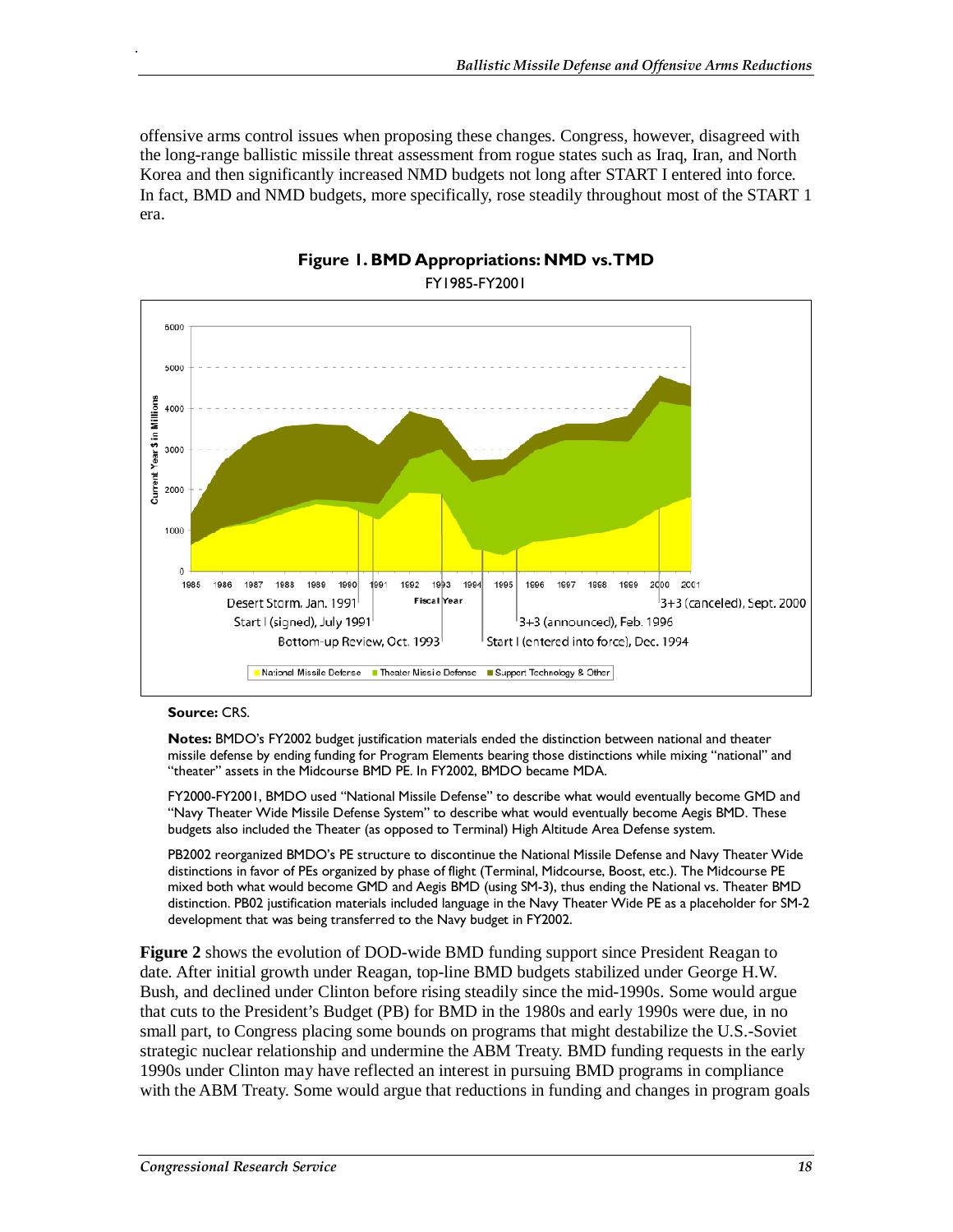offensive arms control issues when proposing these changes. Congress, however, disagreed with the long-range ballistic missile threat assessment from rogue states such as Iraq, Iran, and North Korea and then significantly increased NMD budgets not long after START I entered into force. In fact, BMD and NMD budgets, more specifically, rose steadily throughout most of the START 1 era.

**Figure 1. BMD Appropriations: NMD vs. TMD**

FY1985-FY2001

**Source:** CRS.

**Notes:** BMDO's FY2002 budget justification materials ended the distinction between national and theater missile defense by ending funding for Program Elements bearing those distinctions while mixing "national" and "theater" assets in the Midcourse BMD PE. In FY2002, BMDO became MDA.

FY2000-FY2001, BMDO used "National Missile Defense" to describe what would eventually become GMD and "Navy Theater Wide Missile Defense System" to describe what would eventually become Aegis BMD. These budgets also included the Theater (as opposed to Terminal) High Altitude Area Defense system.

PB2002 reorganized BMDO's PE structure to discontinue the National Missile Defense and Navy Theater Wide distinctions in favor of PEs organized by phase of flight (Terminal, Midcourse, Boost, etc.). The Midcourse PE mixed both what would become GMD and Aegis BMD (using SM-3), thus ending the National vs. Theater BMD distinction. PB02 justification materials included language in the Navy Theater Wide PE as a placeholder for SM-2 development that was being transferred to the Navy budget in FY2002.

**Figure 2** shows the evolution of DOD-wide BMD funding support since President Reagan to date. After initial growth under Reagan, top-line BMD budgets stabilized under George H.W. Bush, and declined under Clinton before rising steadily since the mid-1990s. Some would argue that cuts to the President's Budget (PB) for BMD in the 1980s and early 1990s were due, in no small part, to Congress placing some bounds on programs that might destabilize the U.S.-Soviet strategic nuclear relationship and undermine the ABM Treaty. BMD funding requests in the early 1990s under Clinton may have reflected an interest in pursuing BMD programs in compliance with the ABM Treaty. Some would argue that reductions in funding and changes in program goals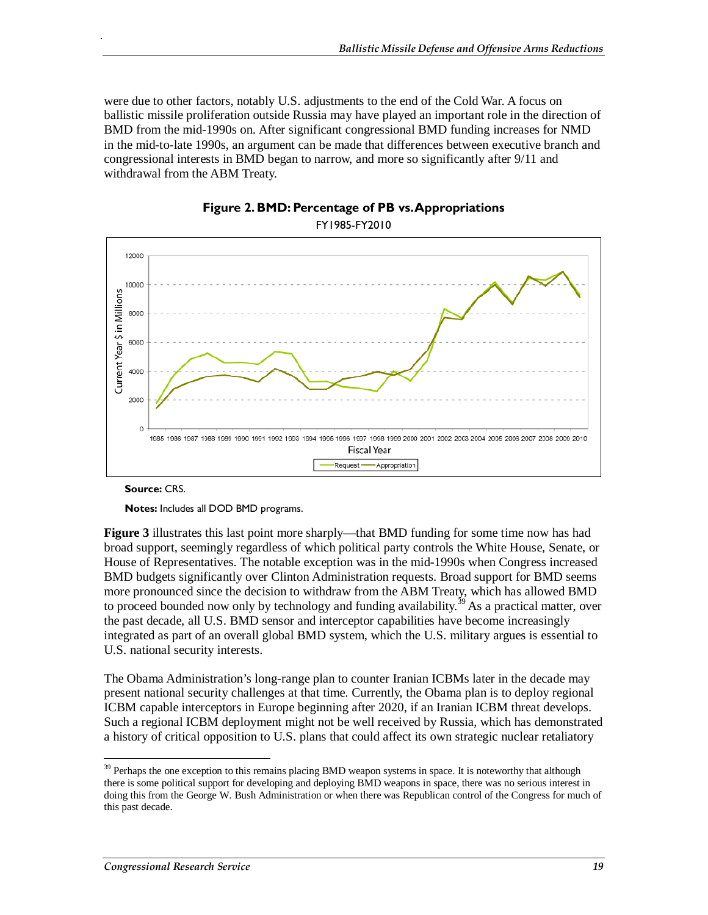were due to other factors, notably U.S. adjustments to the end of the Cold War. A focus on ballistic missile proliferation outside Russia may have played an important role in the direction of BMD from the mid-1990s on. After significant congressional BMD funding increases for NMD in the mid-to-late 1990s, an argument can be made that differences between executive branch and congressional interests in BMD began to narrow, and more so significantly after 9/11 and withdrawal from the ABM Treaty.

**Figure 2. BMD: Percentage of PB vs. Appropriations**

FY1985-FY2010

**Source:** CRS.

**Notes:** Includes all DOD BMD programs.

**Figure 3** illustrates this last point more sharply—that BMD funding for some time now has had broad support, seemingly regardless of which political party controls the White House, Senate, or House of Representatives. The notable exception was in the mid-1990s when Congress increased BMD budgets significantly over Clinton Administration requests. Broad support for BMD seems more pronounced since the decision to withdraw from the ABM Treaty, which has allowed BMD to proceed bounded now only by technology and funding availability.[39] As a practical matter, over the past decade, all U.S. BMD sensor and interceptor capabilities have become increasingly integrated as part of an overall global BMD system, which the U.S. military argues is essential to U.S. national security interests.

The Obama Administration's long-range plan to counter Iranian ICBMs later in the decade may present national security challenges at that time. Currently, the Obama plan is to deploy regional ICBM capable interceptors in Europe beginning after 2020, if an Iranian ICBM threat develops. Such a regional ICBM deployment might not be well received by Russia, which has demonstrated a history of critical opposition to U.S. plans that could affect its own strategic nuclear retaliatory

[39] Perhaps the one exception to this remains placing BMD weapon systems in space. It is noteworthy that although there is some political support for developing and deploying BMD weapons in space, there was no serious interest in doing this from the George W. Bush Administration or when there was Republican control of the Congress for much of this past decade.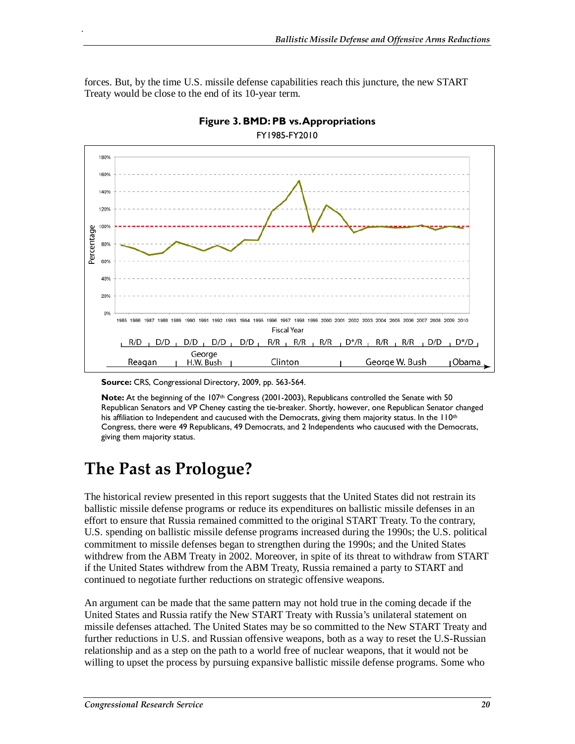forces. But, by the time U.S. missile defense capabilities reach this juncture, the new START Treaty would be close to the end of its 10-year term.

**Figure 3. BMD: PB vs. Appropriations**

FY1985-FY2010

**Source:** CRS, Congressional Directory, 2009, pp. 563-564.

**Note:** At the beginning of the 107th Congress (2001-2003), Republicans controlled the Senate with 50 Republican Senators and VP Cheney casting the tie-breaker. Shortly, however, one Republican Senator changed his affiliation to Independent and caucused with the Democrats, giving them majority status. In the 110th Congress, there were 49 Republicans, 49 Democrats, and 2 Independents who caucused with the Democrats, giving them majority status.

# The Past as Prologue?

The historical review presented in this report suggests that the United States did not restrain its ballistic missile defense programs or reduce its expenditures on ballistic missile defenses in an effort to ensure that Russia remained committed to the original START Treaty. To the contrary, U.S. spending on ballistic missile defense programs increased during the 1990s; the U.S. political commitment to missile defenses began to strengthen during the 1990s; and the United States withdrew from the ABM Treaty in 2002. Moreover, in spite of its threat to withdraw from START if the United States withdrew from the ABM Treaty, Russia remained a party to START and continued to negotiate further reductions on strategic offensive weapons.

An argument can be made that the same pattern may not hold true in the coming decade if the United States and Russia ratify the New START Treaty with Russia's unilateral statement on missile defenses attached. The United States may be so committed to the New START Treaty and further reductions in U.S. and Russian offensive weapons, both as a way to reset the U.S-Russian relationship and as a step on the path to a world free of nuclear weapons, that it would not be willing to upset the process by pursuing expansive ballistic missile defense programs. Some who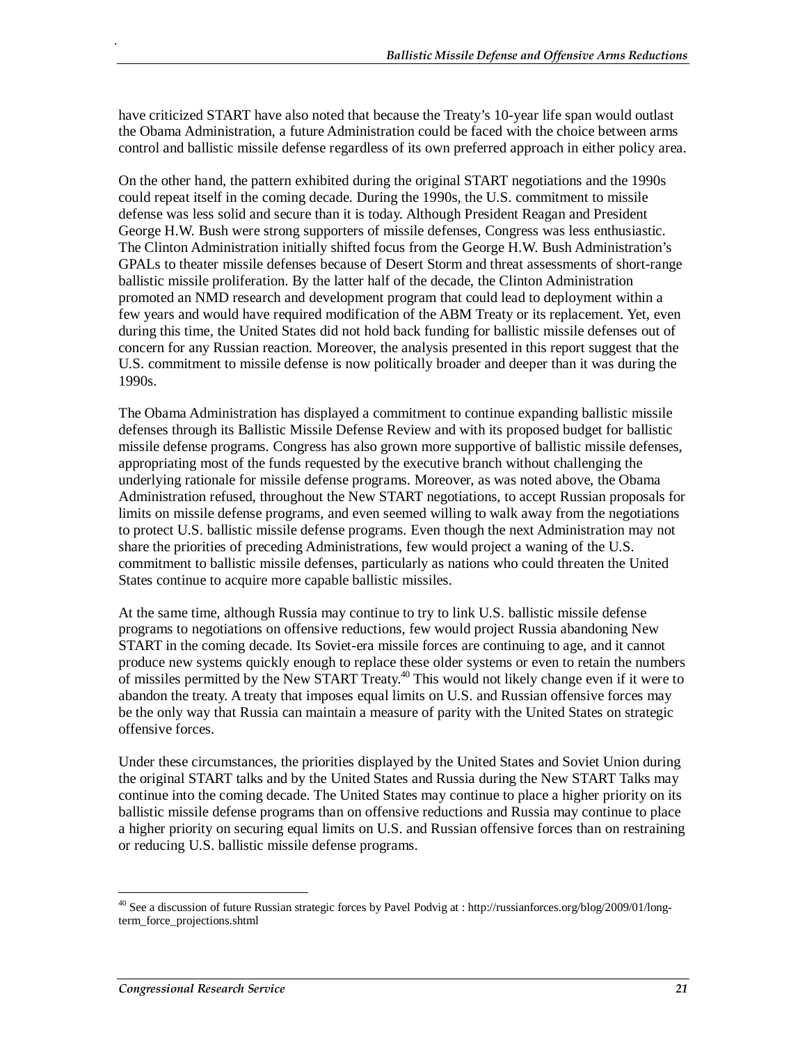have criticized START have also noted that because the Treaty's 10-year life span would outlast the Obama Administration, a future Administration could be faced with the choice between arms control and ballistic missile defense regardless of its own preferred approach in either policy area.

On the other hand, the pattern exhibited during the original START negotiations and the 1990s could repeat itself in the coming decade. During the 1990s, the U.S. commitment to missile defense was less solid and secure than it is today. Although President Reagan and President George H.W. Bush were strong supporters of missile defenses, Congress was less enthusiastic. The Clinton Administration initially shifted focus from the George H.W. Bush Administration's GPALs to theater missile defenses because of Desert Storm and threat assessments of short-range ballistic missile proliferation. By the latter half of the decade, the Clinton Administration promoted an NMD research and development program that could lead to deployment within a few years and would have required modification of the ABM Treaty or its replacement. Yet, even during this time, the United States did not hold back funding for ballistic missile defenses out of concern for any Russian reaction. Moreover, the analysis presented in this report suggest that the U.S. commitment to missile defense is now politically broader and deeper than it was during the 1990s.

The Obama Administration has displayed a commitment to continue expanding ballistic missile defenses through its Ballistic Missile Defense Review and with its proposed budget for ballistic missile defense programs. Congress has also grown more supportive of ballistic missile defenses, appropriating most of the funds requested by the executive branch without challenging the underlying rationale for missile defense programs. Moreover, as was noted above, the Obama Administration refused, throughout the New START negotiations, to accept Russian proposals for limits on missile defense programs, and even seemed willing to walk away from the negotiations to protect U.S. ballistic missile defense programs. Even though the next Administration may not share the priorities of preceding Administrations, few would project a waning of the U.S. commitment to ballistic missile defenses, particularly as nations who could threaten the United States continue to acquire more capable ballistic missiles.

At the same time, although Russia may continue to try to link U.S. ballistic missile defense programs to negotiations on offensive reductions, few would project Russia abandoning New START in the coming decade. Its Soviet-era missile forces are continuing to age, and it cannot produce new systems quickly enough to replace these older systems or even to retain the numbers of missiles permitted by the New START Treaty.[40] This would not likely change even if it were to abandon the treaty. A treaty that imposes equal limits on U.S. and Russian offensive forces may be the only way that Russia can maintain a measure of parity with the United States on strategic offensive forces.

Under these circumstances, the priorities displayed by the United States and Soviet Union during the original START talks and by the United States and Russia during the New START Talks may continue into the coming decade. The United States may continue to place a higher priority on its ballistic missile defense programs than on offensive reductions and Russia may continue to place a higher priority on securing equal limits on U.S. and Russian offensive forces than on restraining or reducing U.S. ballistic missile defense programs.

---

[40] See a discussion of future Russian strategic forces by Pavel Podvig at : http://russianforces.org/blog/2009/01/long-term_force_projections.shtml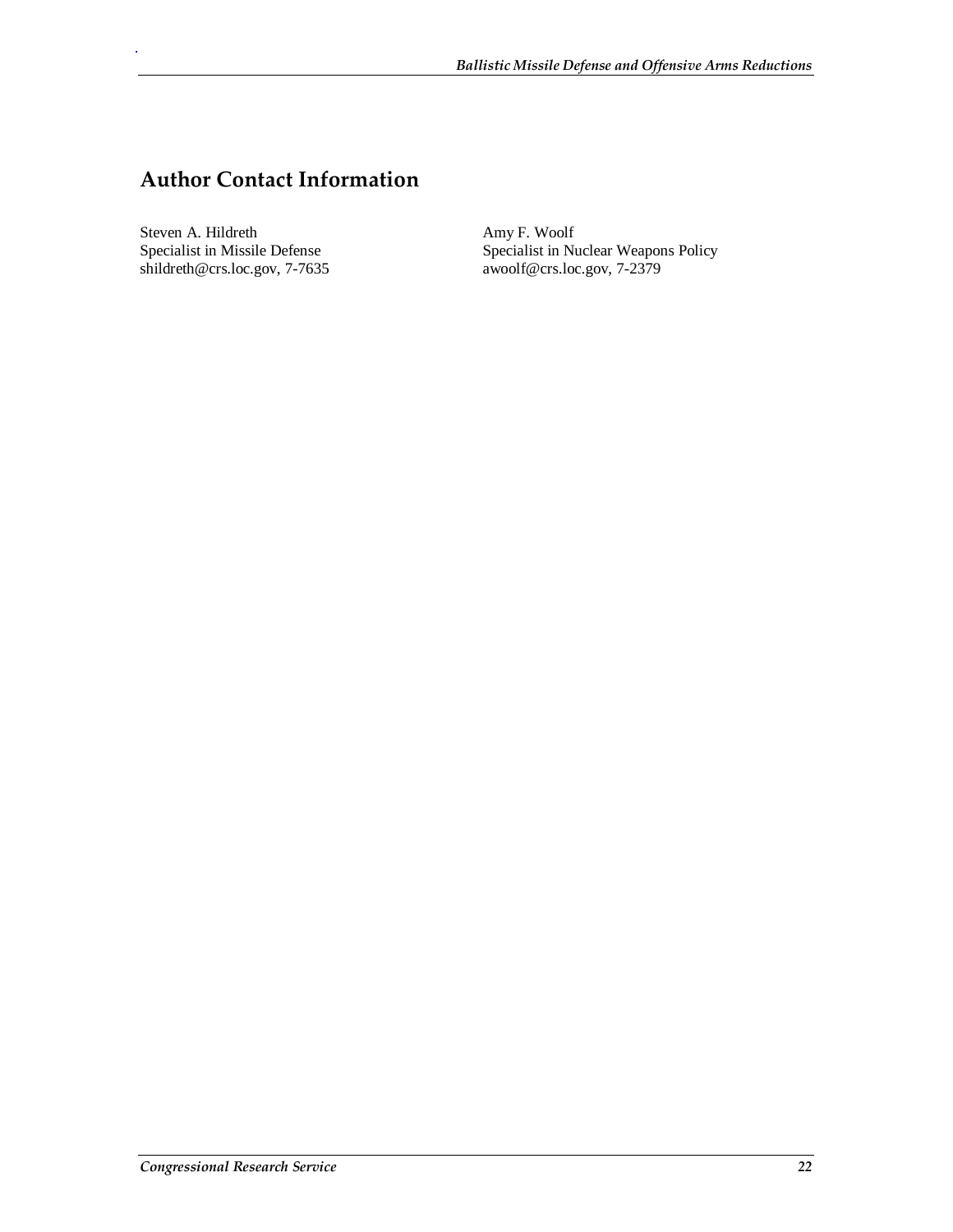## Author Contact Information

Steven A. Hildreth
Specialist in Missile Defense
shildreth@crs.loc.gov, 7-7635

Amy F. Woolf
Specialist in Nuclear Weapons Policy
awoolf@crs.loc.gov, 7-2379